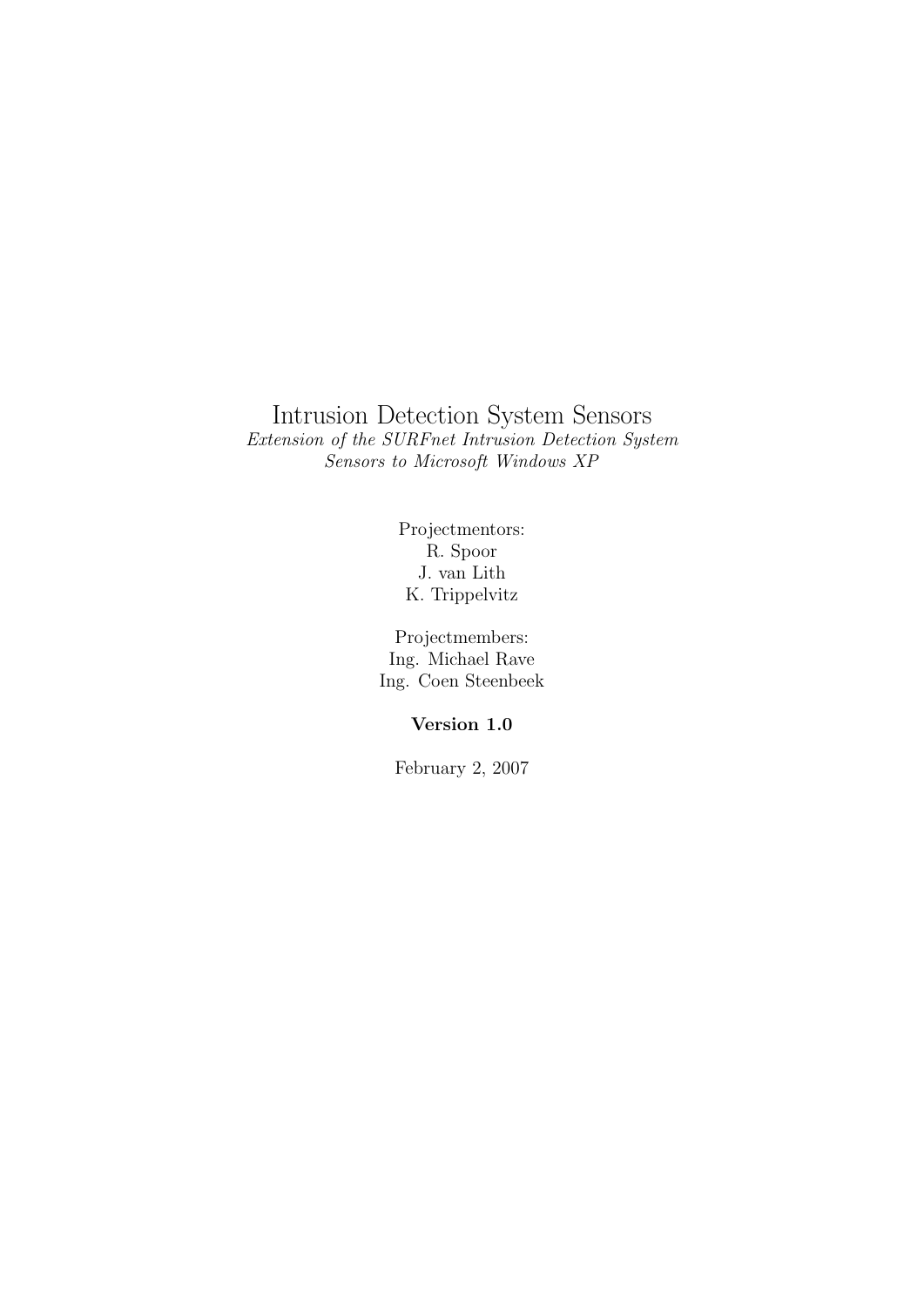# Intrusion Detection System Sensors

*Extension of the SURFnet Intrusion Detection System Sensors to Microsoft Windows XP*

Projectmentors:
R. Spoor
J. van Lith
K. Trippelvitz

Projectmembers:
Ing. Michael Rave
Ing. Coen Steenbeek

**Version 1.0**

February 2, 2007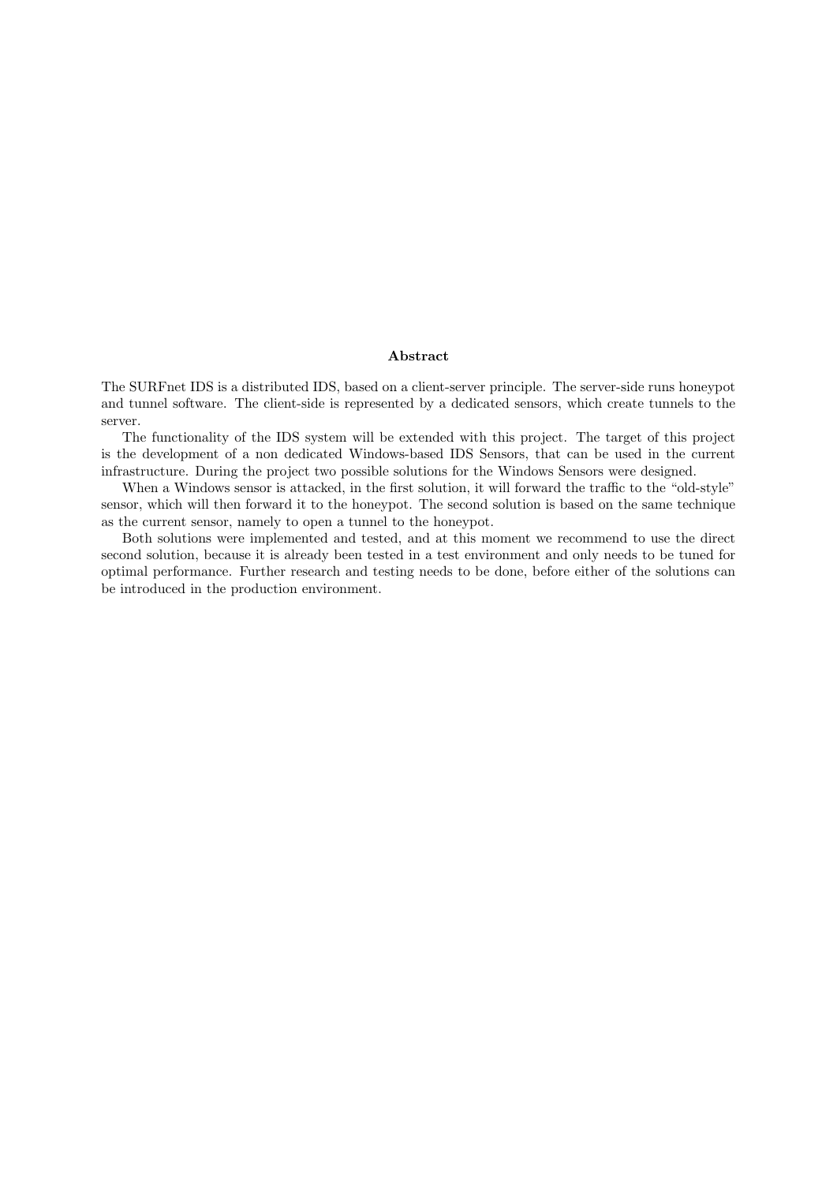## Abstract

The SURFnet IDS is a distributed IDS, based on a client-server principle. The server-side runs honeypot and tunnel software. The client-side is represented by a dedicated sensors, which create tunnels to the server.

The functionality of the IDS system will be extended with this project. The target of this project is the development of a non dedicated Windows-based IDS Sensors, that can be used in the current infrastructure. During the project two possible solutions for the Windows Sensors were designed.

When a Windows sensor is attacked, in the first solution, it will forward the traffic to the “old-style” sensor, which will then forward it to the honeypot. The second solution is based on the same technique as the current sensor, namely to open a tunnel to the honeypot.

Both solutions were implemented and tested, and at this moment we recommend to use the direct second solution, because it is already been tested in a test environment and only needs to be tuned for optimal performance. Further research and testing needs to be done, before either of the solutions can be introduced in the production environment.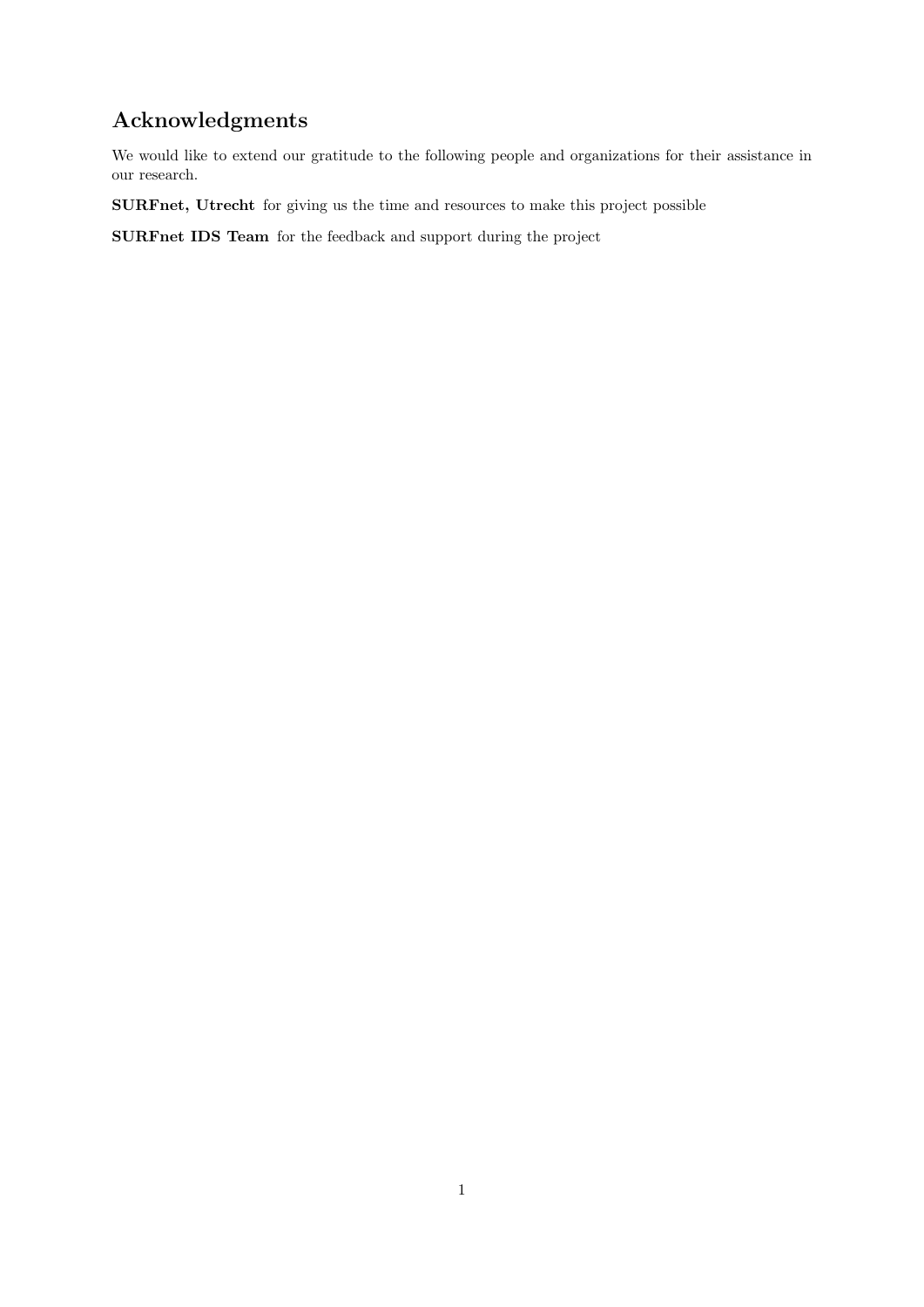## Acknowledgments

We would like to extend our gratitude to the following people and organizations for their assistance in our research.

**SURFnet, Utrecht** for giving us the time and resources to make this project possible

**SURFnet IDS Team** for the feedback and support during the project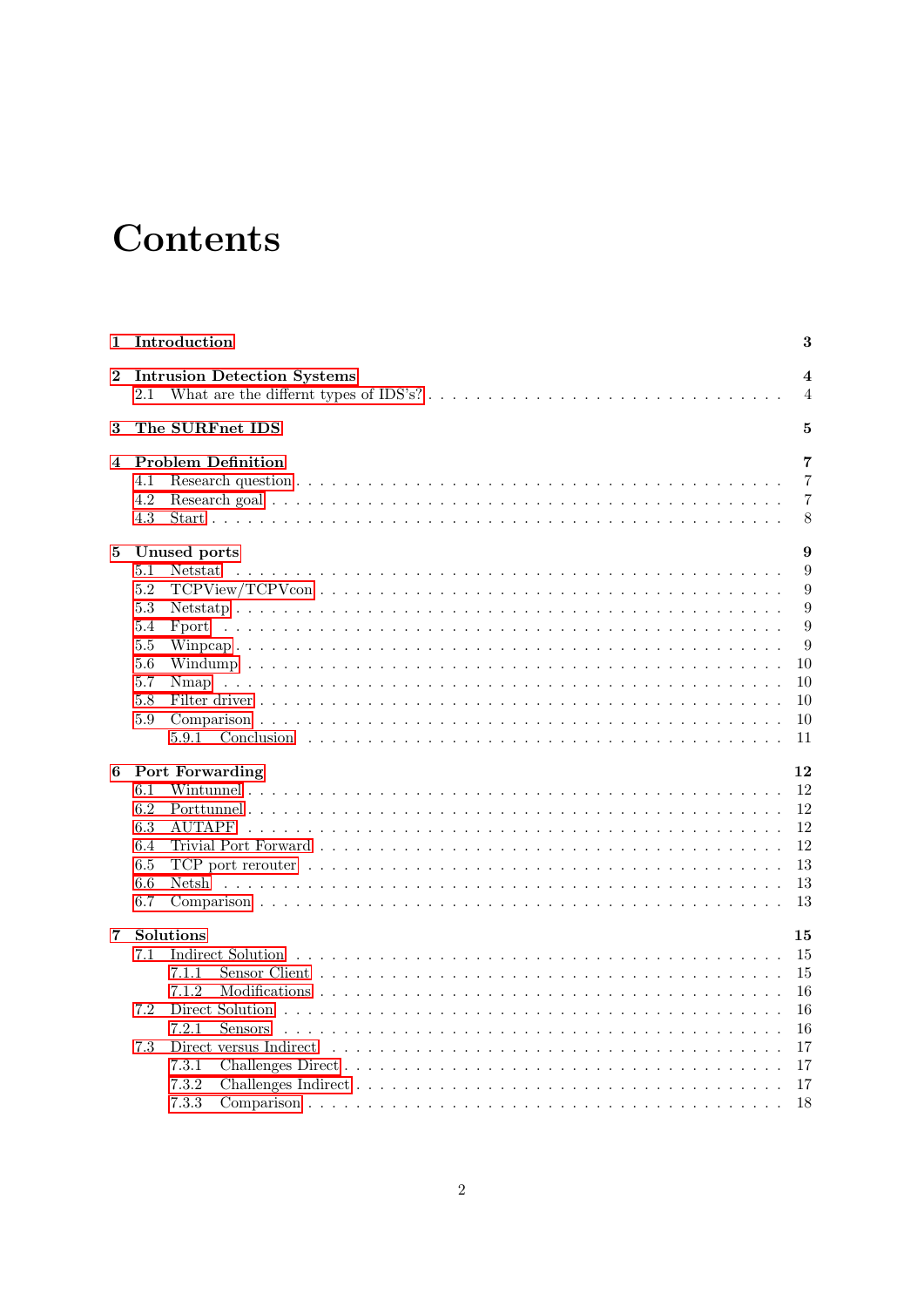# Contents

**1 Introduction** — **3**

**2 Intrusion Detection Systems** — **4**
- 2.1 What are the diffent types of IDS's? — 4

**3 The SURFnet IDS** — **5**

**4 Problem Definition** — **7**
- 4.1 Research question — 7
- 4.2 Research goal — 7
- 4.3 Start — 8

**5 Unused ports** — **9**
- 5.1 Netstat — 9
- 5.2 TCPView/TCPVcon — 9
- 5.3 Netstatp — 9
- 5.4 Fport — 9
- 5.5 Winpcap — 9
- 5.6 Windump — 10
- 5.7 Nmap — 10
- 5.8 Filter driver — 10
- 5.9 Comparison — 10
  - 5.9.1 Conclusion — 11

**6 Port Forwarding** — **12**
- 6.1 Wintunnel — 12
- 6.2 Porttunnel — 12
- 6.3 AUTAPF — 12
- 6.4 Trivial Port Forward — 12
- 6.5 TCP port rerouter — 13
- 6.6 Netsh — 13
- 6.7 Comparison — 13

**7 Solutions** — **15**
- 7.1 Indirect Solution — 15
  - 7.1.1 Sensor Client — 15
  - 7.1.2 Modifications — 16
- 7.2 Direct Solution — 16
  - 7.2.1 Sensors — 16
- 7.3 Direct versus Indirect — 17
  - 7.3.1 Challenges Direct — 17
  - 7.3.2 Challenges Indirect — 17
  - 7.3.3 Comparison — 18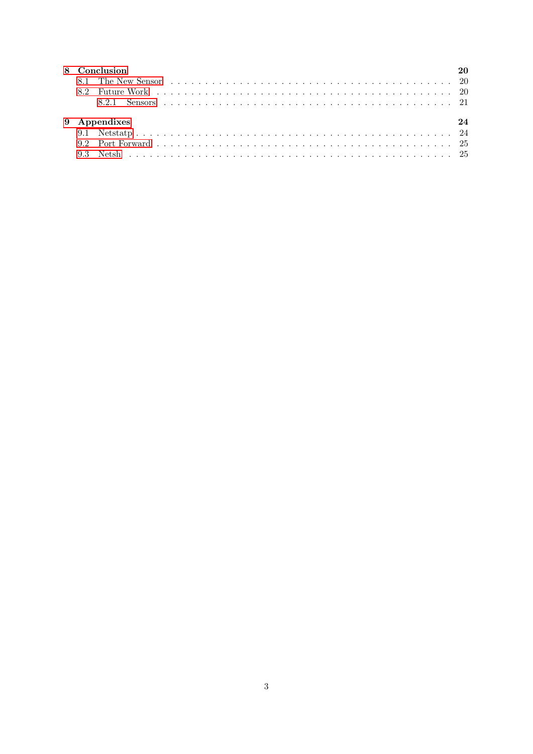**8 Conclusion** **20**

- 8.1 The New Sensor . . . . . . . . . . . . . . . . . . . . . . . . . . . . . . . . . . . . . . . . 20
- 8.2 Future Work . . . . . . . . . . . . . . . . . . . . . . . . . . . . . . . . . . . . . . . . . 20
  - 8.2.1 Sensors . . . . . . . . . . . . . . . . . . . . . . . . . . . . . . . . . . . . . . 21

**9 Appendixes** **24**

- 9.1 Netstatp . . . . . . . . . . . . . . . . . . . . . . . . . . . . . . . . . . . . . . . . . . 24
- 9.2 Port Forward . . . . . . . . . . . . . . . . . . . . . . . . . . . . . . . . . . . . . . . 25
- 9.3 Netsh . . . . . . . . . . . . . . . . . . . . . . . . . . . . . . . . . . . . . . . . . . . . 25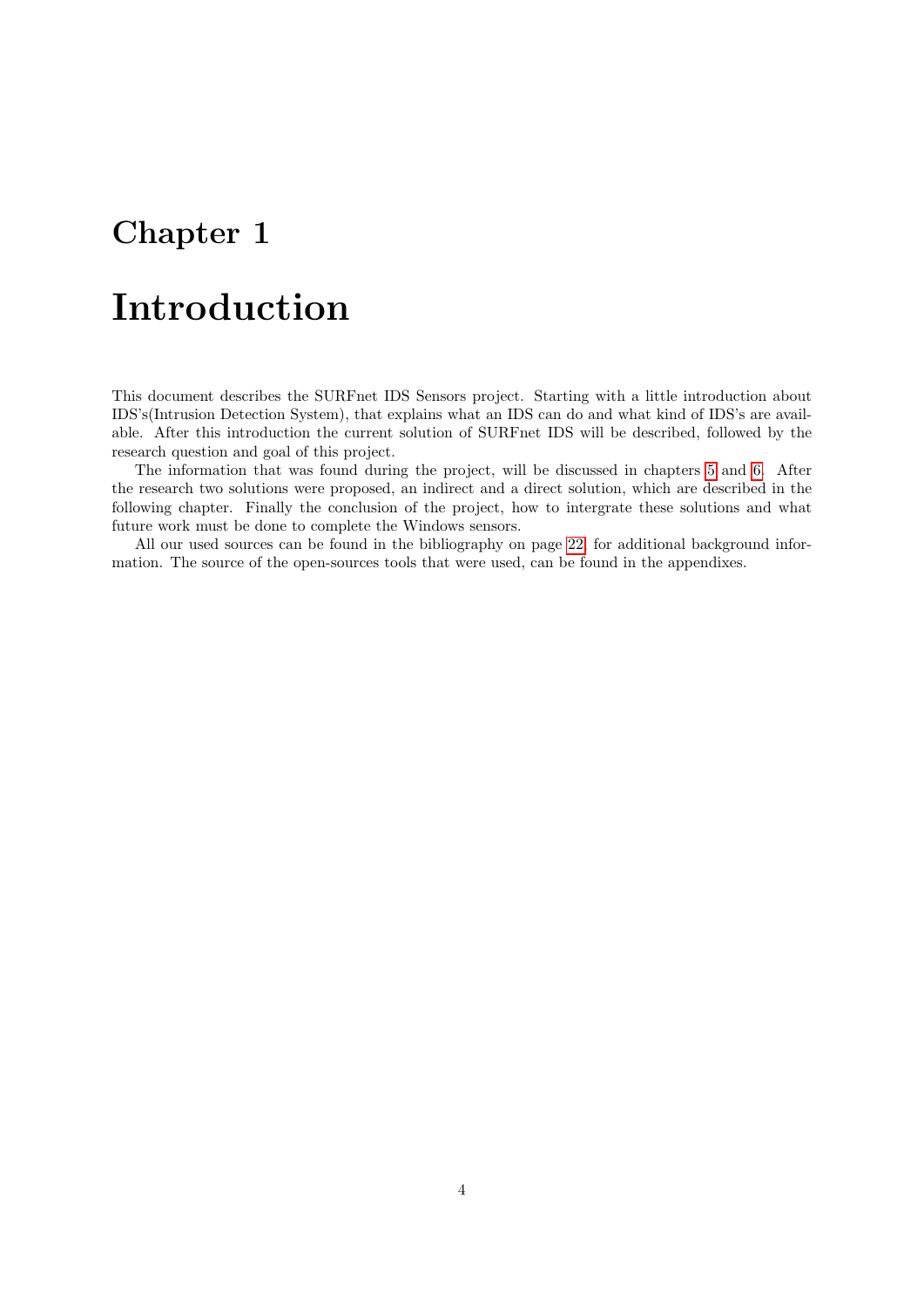# Chapter 1

# Introduction

This document describes the SURFnet IDS Sensors project. Starting with a little introduction about IDS's(Intrusion Detection System), that explains what an IDS can do and what kind of IDS's are available. After this introduction the current solution of SURFnet IDS will be described, followed by the research question and goal of this project.

The information that was found during the project, will be discussed in chapters 5 and 6. After the research two solutions were proposed, an indirect and a direct solution, which are described in the following chapter. Finally the conclusion of the project, how to intergrate these solutions and what future work must be done to complete the Windows sensors.

All our used sources can be found in the bibliography on page 22, for additional background information. The source of the open-sources tools that were used, can be found in the appendixes.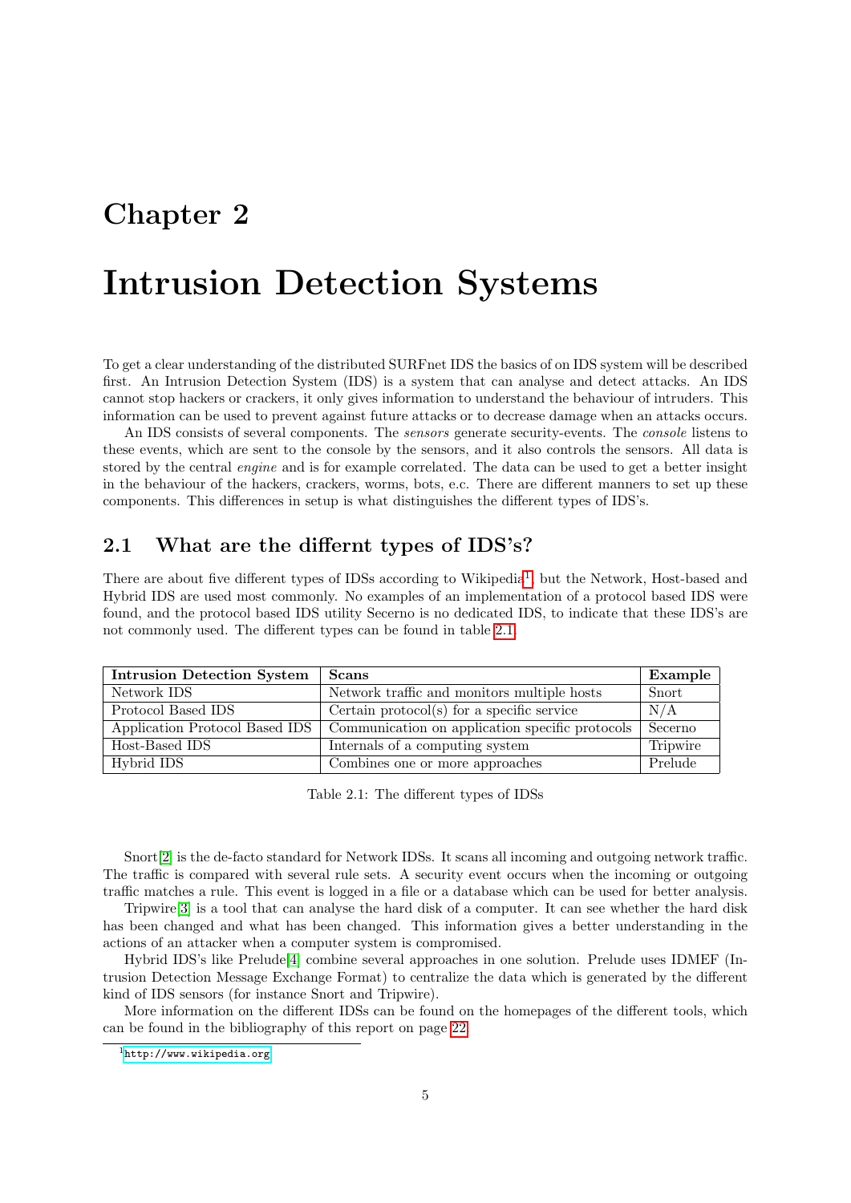// Chapter 2

# Intrusion Detection Systems

To get a clear understanding of the distributed SURFnet IDS the basics of on IDS system will be described first. An Intrusion Detection System (IDS) is a system that can analyse and detect attacks. An IDS cannot stop hackers or crackers, it only gives information to understand the behaviour of intruders. This information can be used to prevent against future attacks or to decrease damage when an attacks occurs.

An IDS consists of several components. The *sensors* generate security-events. The *console* listens to these events, which are sent to the console by the sensors, and it also controls the sensors. All data is stored by the central *engine* and is for example correlated. The data can be used to get a better insight in the behaviour of the hackers, crackers, worms, bots, e.c. There are different manners to set up these components. This differences in setup is what distinguishes the different types of IDS's.

## 2.1 What are the diffent types of IDS's?

There are about five different types of IDSs according to Wikipedia[1], but the Network, Host-based and Hybrid IDS are used most commonly. No examples of an implementation of a protocol based IDS were found, and the protocol based IDS utility Secerno is no dedicated IDS, to indicate that these IDS's are not commonly used. The different types can be found in table 2.1.

| Intrusion Detection System | Scans | Example |
|---|---|---|
| Network IDS | Network traffic and monitors multiple hosts | Snort |
| Protocol Based IDS | Certain protocol(s) for a specific service | N/A |
| Application Protocol Based IDS | Communication on application specific protocols | Secerno |
| Host-Based IDS | Internals of a computing system | Tripwire |
| Hybrid IDS | Combines one or more approaches | Prelude |

Table 2.1: The different types of IDSs

Snort[2] is the de-facto standard for Network IDSs. It scans all incoming and outgoing network traffic. The traffic is compared with several rule sets. A security event occurs when the incoming or outgoing traffic matches a rule. This event is logged in a file or a database which can be used for better analysis.

Tripwire[3] is a tool that can analyse the hard disk of a computer. It can see whether the hard disk has been changed and what has been changed. This information gives a better understanding in the actions of an attacker when a computer system is compromised.

Hybrid IDS's like Prelude[4] combine several approaches in one solution. Prelude uses IDMEF (Intrusion Detection Message Exchange Format) to centralize the data which is generated by the different kind of IDS sensors (for instance Snort and Tripwire).

More information on the different IDSs can be found on the homepages of the different tools, which can be found in the bibliography of this report on page 22.

[1] http://www.wikipedia.org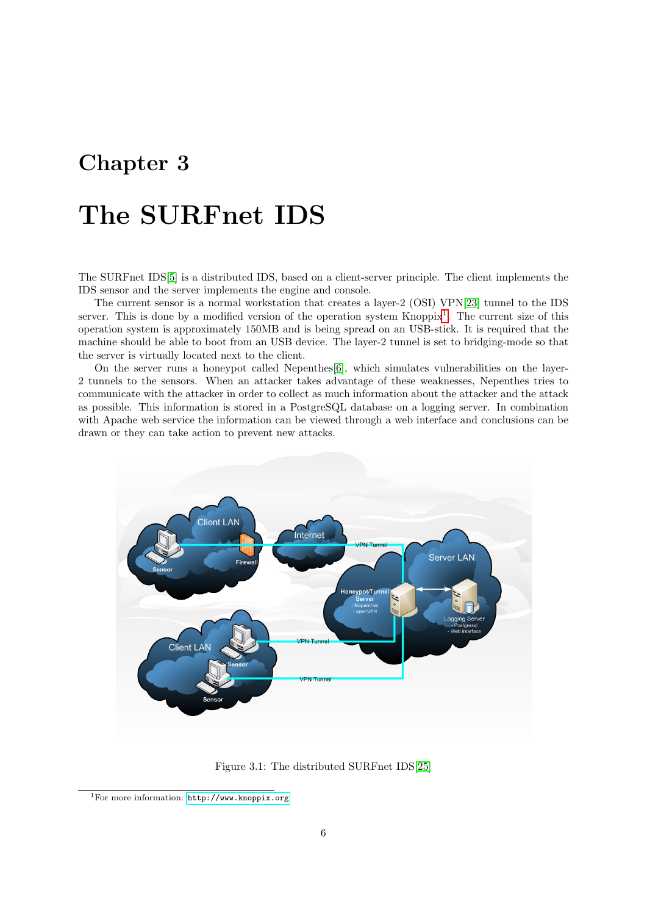# Chapter 3

# The SURFnet IDS

The SURFnet IDS[5] is a distributed IDS, based on a client-server principle. The client implements the IDS sensor and the server implements the engine and console.

The current sensor is a normal workstation that creates a layer-2 (OSI) VPN[23] tunnel to the IDS server. This is done by a modified version of the operation system Knoppix[1]. The current size of this operation system is approximately 150MB and is being spread on an USB-stick. It is required that the machine should be able to boot from an USB device. The layer-2 tunnel is set to bridging-mode so that the server is virtually located next to the client.

On the server runs a honeypot called Nepenthes[6], which simulates vulnerabilities on the layer-2 tunnels to the sensors. When an attacker takes advantage of these weaknesses, Nepenthes tries to communicate with the attacker in order to collect as much information about the attacker and the attack as possible. This information is stored in a PostgreSQL database on a logging server. In combination with Apache web service the information can be viewed through a web interface and conclusions can be drawn or they can take action to prevent new attacks.

Figure 3.1: The distributed SURFnet IDS[25]

[1]For more information: http://www.knoppix.org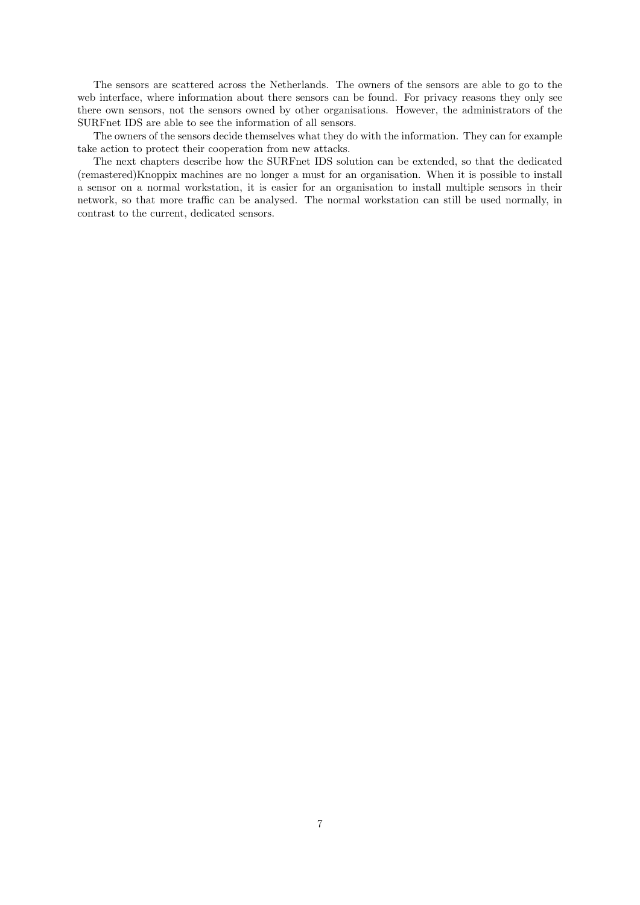The sensors are scattered across the Netherlands. The owners of the sensors are able to go to the web interface, where information about there sensors can be found. For privacy reasons they only see there own sensors, not the sensors owned by other organisations. However, the administrators of the SURFnet IDS are able to see the information of all sensors.

The owners of the sensors decide themselves what they do with the information. They can for example take action to protect their cooperation from new attacks.

The next chapters describe how the SURFnet IDS solution can be extended, so that the dedicated (remastered)Knoppix machines are no longer a must for an organisation. When it is possible to install a sensor on a normal workstation, it is easier for an organisation to install multiple sensors in their network, so that more traffic can be analysed. The normal workstation can still be used normally, in contrast to the current, dedicated sensors.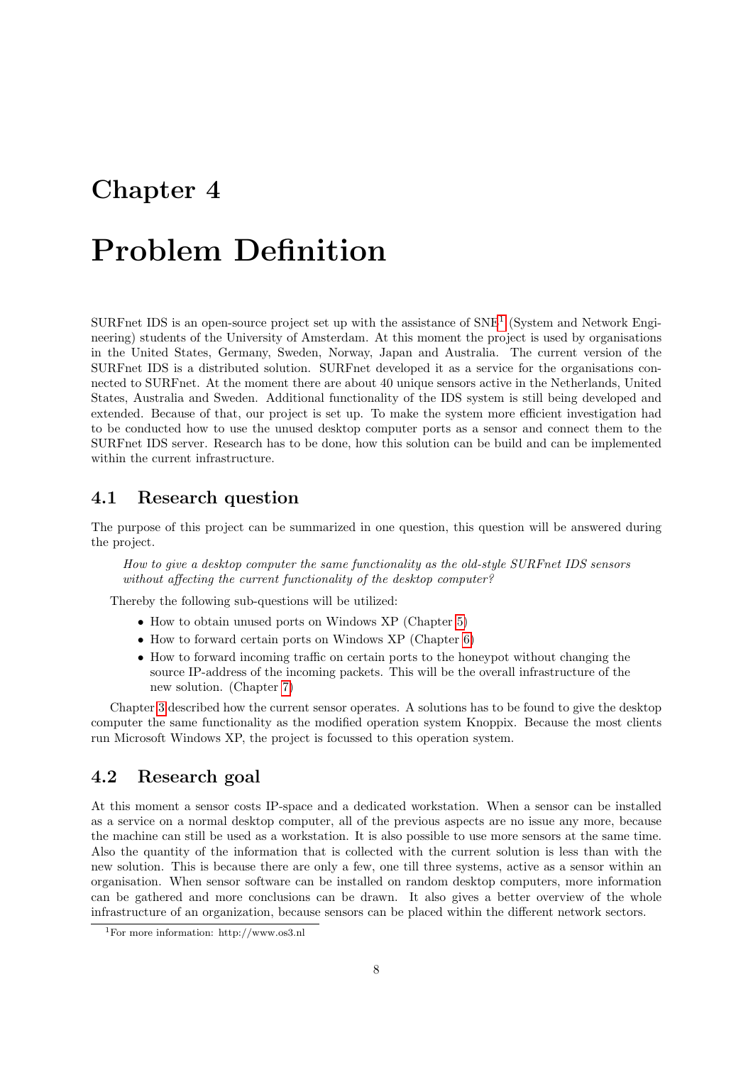# Chapter 4

# Problem Definition

SURFnet IDS is an open-source project set up with the assistance of SNE[1] (System and Network Engineering) students of the University of Amsterdam. At this moment the project is used by organisations in the United States, Germany, Sweden, Norway, Japan and Australia. The current version of the SURFnet IDS is a distributed solution. SURFnet developed it as a service for the organisations connected to SURFnet. At the moment there are about 40 unique sensors active in the Netherlands, United States, Australia and Sweden. Additional functionality of the IDS system is still being developed and extended. Because of that, our project is set up. To make the system more efficient investigation had to be conducted how to use the unused desktop computer ports as a sensor and connect them to the SURFnet IDS server. Research has to be done, how this solution can be build and can be implemented within the current infrastructure.

## 4.1 Research question

The purpose of this project can be summarized in one question, this question will be answered during the project.

> *How to give a desktop computer the same functionality as the old-style SURFnet IDS sensors without affecting the current functionality of the desktop computer?*

Thereby the following sub-questions will be utilized:

- How to obtain unused ports on Windows XP (Chapter 5)
- How to forward certain ports on Windows XP (Chapter 6)
- How to forward incoming traffic on certain ports to the honeypot without changing the source IP-address of the incoming packets. This will be the overall infrastructure of the new solution. (Chapter 7)

Chapter 3 described how the current sensor operates. A solutions has to be found to give the desktop computer the same functionality as the modified operation system Knoppix. Because the most clients run Microsoft Windows XP, the project is focussed to this operation system.

## 4.2 Research goal

At this moment a sensor costs IP-space and a dedicated workstation. When a sensor can be installed as a service on a normal desktop computer, all of the previous aspects are no issue any more, because the machine can still be used as a workstation. It is also possible to use more sensors at the same time. Also the quantity of the information that is collected with the current solution is less than with the new solution. This is because there are only a few, one till three systems, active as a sensor within an organisation. When sensor software can be installed on random desktop computers, more information can be gathered and more conclusions can be drawn. It also gives a better overview of the whole infrastructure of an organization, because sensors can be placed within the different network sectors.

[1] For more information: http://www.os3.nl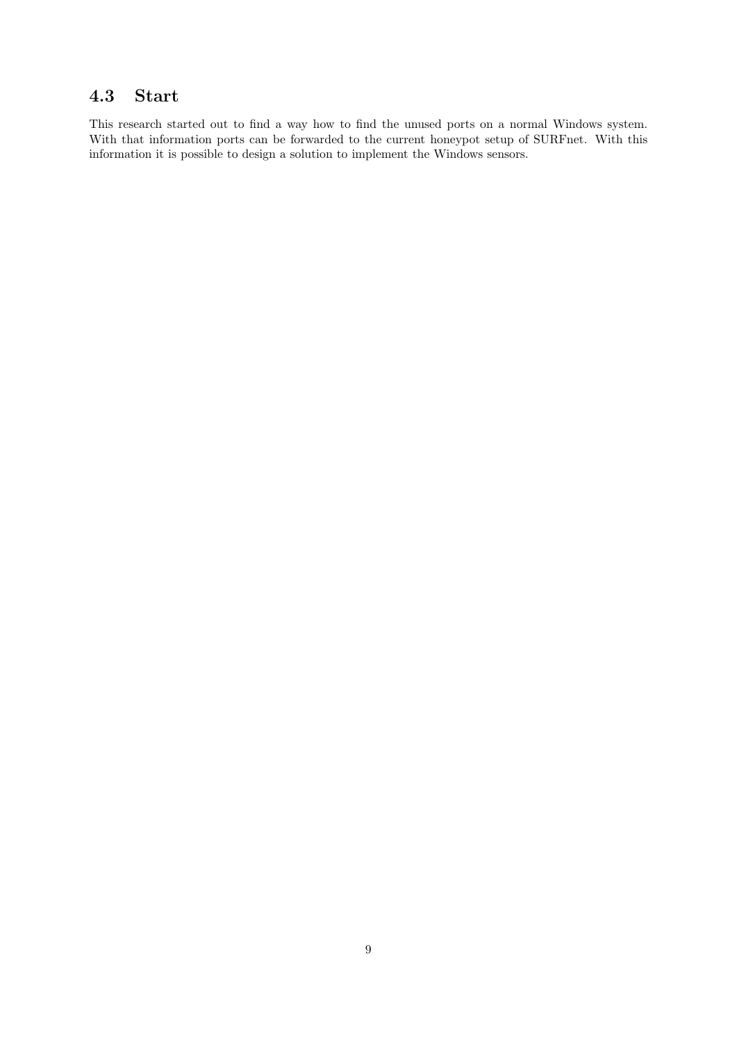## 4.3 Start

This research started out to find a way how to find the unused ports on a normal Windows system. With that information ports can be forwarded to the current honeypot setup of SURFnet. With this information it is possible to design a solution to implement the Windows sensors.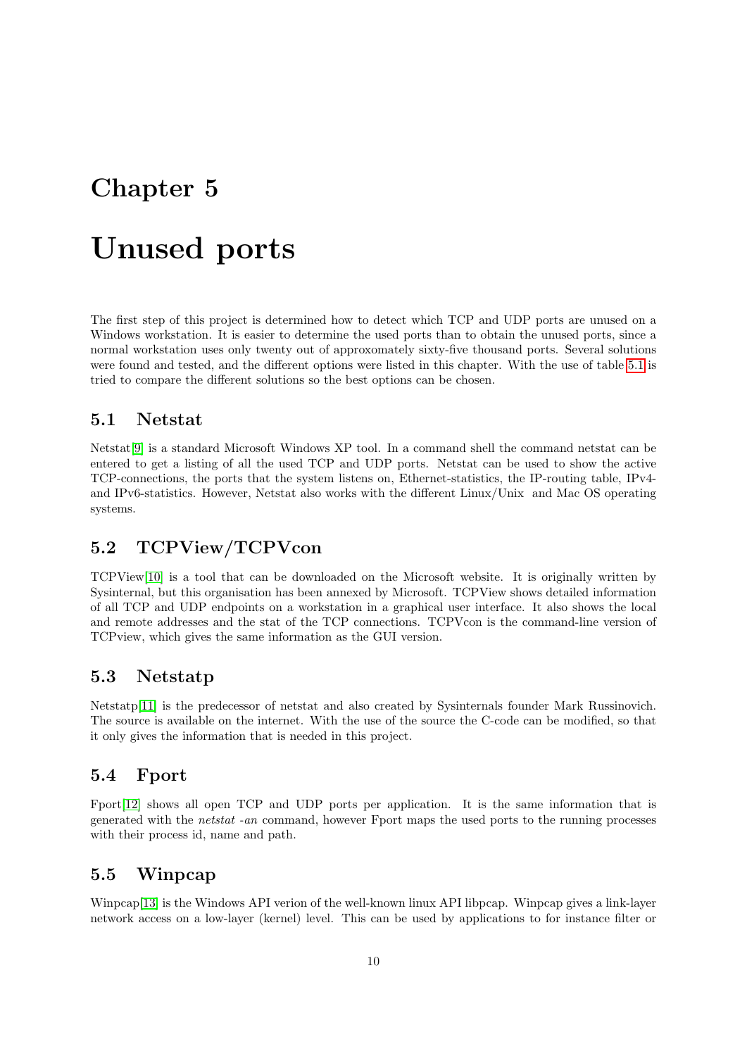# Chapter 5

# Unused ports

The first step of this project is determined how to detect which TCP and UDP ports are unused on a Windows workstation. It is easier to determine the used ports than to obtain the unused ports, since a normal workstation uses only twenty out of approxomately sixty-five thousand ports. Several solutions were found and tested, and the different options were listed in this chapter. With the use of table 5.1 is tried to compare the different solutions so the best options can be chosen.

## 5.1 Netstat

Netstat[9] is a standard Microsoft Windows XP tool. In a command shell the command netstat can be entered to get a listing of all the used TCP and UDP ports. Netstat can be used to show the active TCP-connections, the ports that the system listens on, Ethernet-statistics, the IP-routing table, IPv4- and IPv6-statistics. However, Netstat also works with the different Linux/Unix and Mac OS operating systems.

## 5.2 TCPView/TCPVcon

TCPView[10] is a tool that can be downloaded on the Microsoft website. It is originally written by Sysinternal, but this organisation has been annexed by Microsoft. TCPView shows detailed information of all TCP and UDP endpoints on a workstation in a graphical user interface. It also shows the local and remote addresses and the stat of the TCP connections. TCPVcon is the command-line version of TCPview, which gives the same information as the GUI version.

## 5.3 Netstatp

Netstatp[11] is the predecessor of netstat and also created by Sysinternals founder Mark Russinovich. The source is available on the internet. With the use of the source the C-code can be modified, so that it only gives the information that is needed in this project.

## 5.4 Fport

Fport[12] shows all open TCP and UDP ports per application. It is the same information that is generated with the *netstat -an* command, however Fport maps the used ports to the running processes with their process id, name and path.

## 5.5 Winpcap

Winpcap[13] is the Windows API verion of the well-known linux API libpcap. Winpcap gives a link-layer network access on a low-layer (kernel) level. This can be used by applications to for instance filter or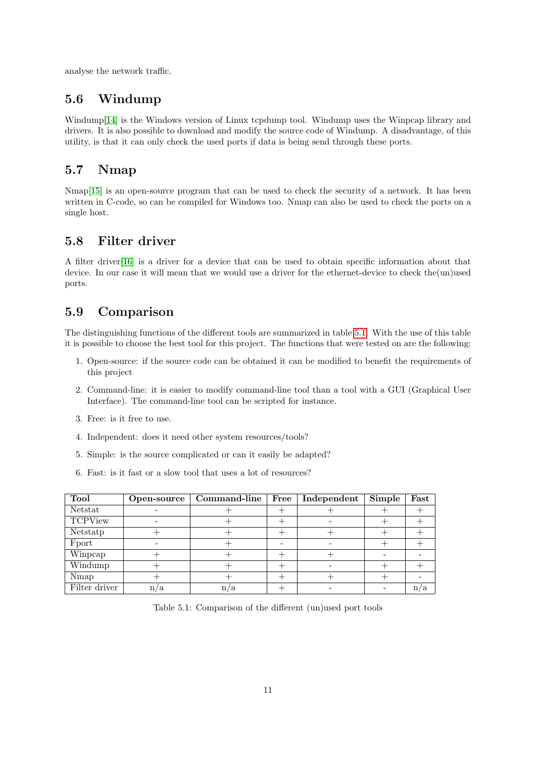analyse the network traffic.

## 5.6 Windump

Windump[14] is the Windows version of Linux tcpdump tool. Windump uses the Winpcap library and drivers. It is also possible to download and modify the source code of Windump. A disadvantage, of this utility, is that it can only check the used ports if data is being send through these ports.

## 5.7 Nmap

Nmap[15] is an open-source program that can be used to check the security of a network. It has been written in C-code, so can be compiled for Windows too. Nmap can also be used to check the ports on a single host.

## 5.8 Filter driver

A filter driver[16] is a driver for a device that can be used to obtain specific information about that device. In our case it will mean that we would use a driver for the ethernet-device to check the(un)used ports.

## 5.9 Comparison

The distinguishing functions of the different tools are summarized in table 5.1. With the use of this table it is possible to choose the best tool for this project. The functions that were tested on are the following:

1. Open-source: if the source code can be obtained it can be modified to benefit the requirements of this project
2. Command-line: it is easier to modify command-line tool than a tool with a GUI (Graphical User Interface). The command-line tool can be scripted for instance.
3. Free: is it free to use.
4. Independent: does it need other system resources/tools?
5. Simple: is the source complicated or can it easily be adapted?
6. Fast: is it fast or a slow tool that uses a lot of resources?

| Tool | Open-source | Command-line | Free | Independent | Simple | Fast |
|---|---|---|---|---|---|---|
| Netstat | - | + | + | + | + | + |
| TCPView | - | + | + | - | + | + |
| Netstatp | + | + | + | + | + | + |
| Fport | - | + | - | - | + | + |
| Winpcap | + | + | + | + | - | - |
| Windump | + | + | + | - | + | + |
| Nmap | + | + | + | + | + | - |
| Filter driver | n/a | n/a | + | - | - | n/a |

Table 5.1: Comparison of the different (un)used port tools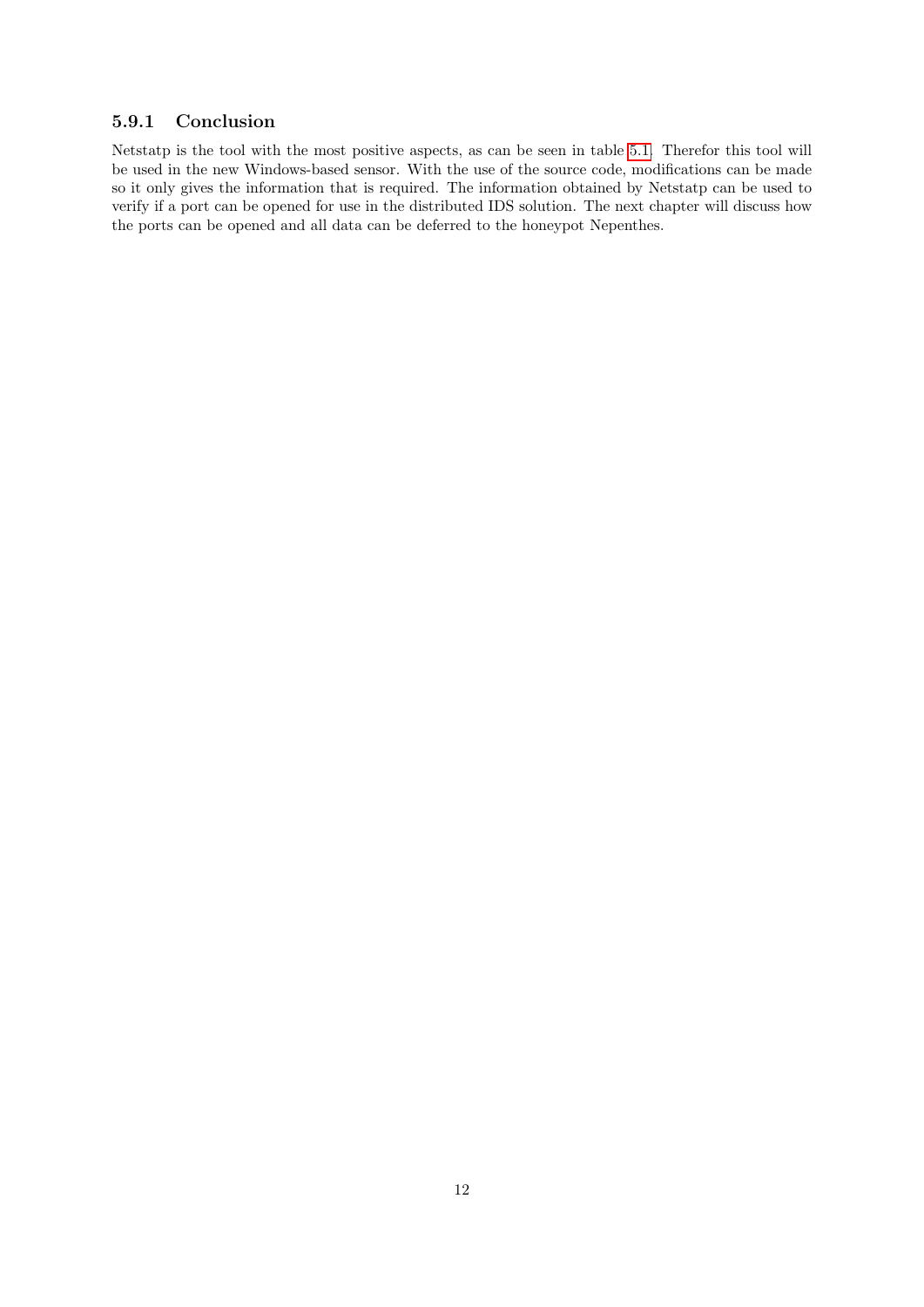### 5.9.1 Conclusion

Netstatp is the tool with the most positive aspects, as can be seen in table 5.1. Therefor this tool will be used in the new Windows-based sensor. With the use of the source code, modifications can be made so it only gives the information that is required. The information obtained by Netstatp can be used to verify if a port can be opened for use in the distributed IDS solution. The next chapter will discuss how the ports can be opened and all data can be deferred to the honeypot Nepenthes.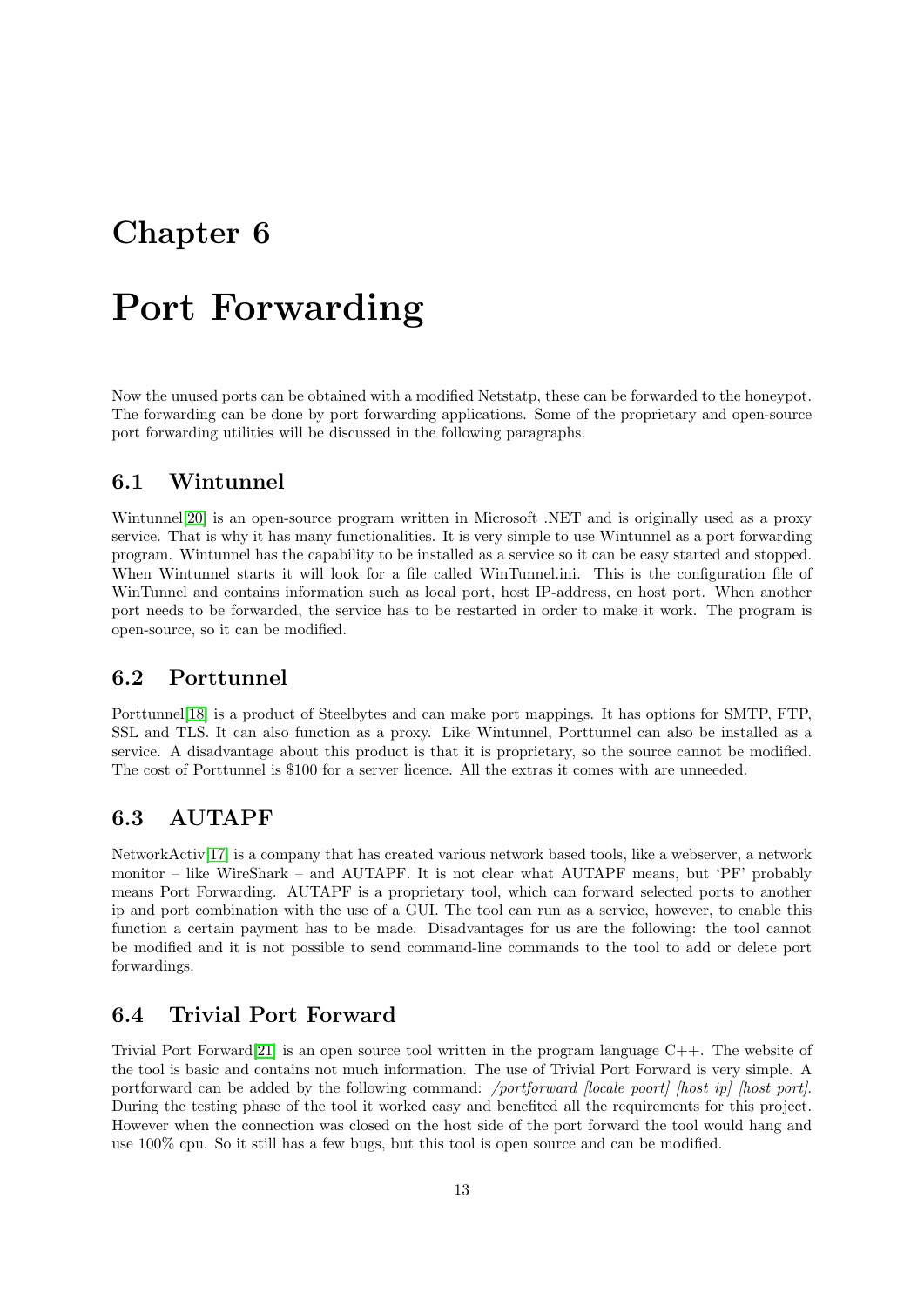# Chapter 6

# Port Forwarding

Now the unused ports can be obtained with a modified Netstatp, these can be forwarded to the honeypot. The forwarding can be done by port forwarding applications. Some of the proprietary and open-source port forwarding utilities will be discussed in the following paragraphs.

## 6.1 Wintunnel

Wintunnel[20] is an open-source program written in Microsoft .NET and is originally used as a proxy service. That is why it has many functionalities. It is very simple to use Wintunnel as a port forwarding program. Wintunnel has the capability to be installed as a service so it can be easy started and stopped. When Wintunnel starts it will look for a file called WinTunnel.ini. This is the configuration file of WinTunnel and contains information such as local port, host IP-address, en host port. When another port needs to be forwarded, the service has to be restarted in order to make it work. The program is open-source, so it can be modified.

## 6.2 Porttunnel

Porttunnel[18] is a product of Steelbytes and can make port mappings. It has options for SMTP, FTP, SSL and TLS. It can also function as a proxy. Like Wintunnel, Porttunnel can also be installed as a service. A disadvantage about this product is that it is proprietary, so the source cannot be modified. The cost of Porttunnel is $100 for a server licence. All the extras it comes with are unneeded.

## 6.3 AUTAPF

NetworkActiv[17] is a company that has created various network based tools, like a webserver, a network monitor – like WireShark – and AUTAPF. It is not clear what AUTAPF means, but 'PF' probably means Port Forwarding. AUTAPF is a proprietary tool, which can forward selected ports to another ip and port combination with the use of a GUI. The tool can run as a service, however, to enable this function a certain payment has to be made. Disadvantages for us are the following: the tool cannot be modified and it is not possible to send command-line commands to the tool to add or delete port forwardings.

## 6.4 Trivial Port Forward

Trivial Port Forward[21] is an open source tool written in the program language C++. The website of the tool is basic and contains not much information. The use of Trivial Port Forward is very simple. A portforward can be added by the following command: */portforward [locale poort] [host ip] [host port]*. During the testing phase of the tool it worked easy and benefited all the requirements for this project. However when the connection was closed on the host side of the port forward the tool would hang and use 100% cpu. So it still has a few bugs, but this tool is open source and can be modified.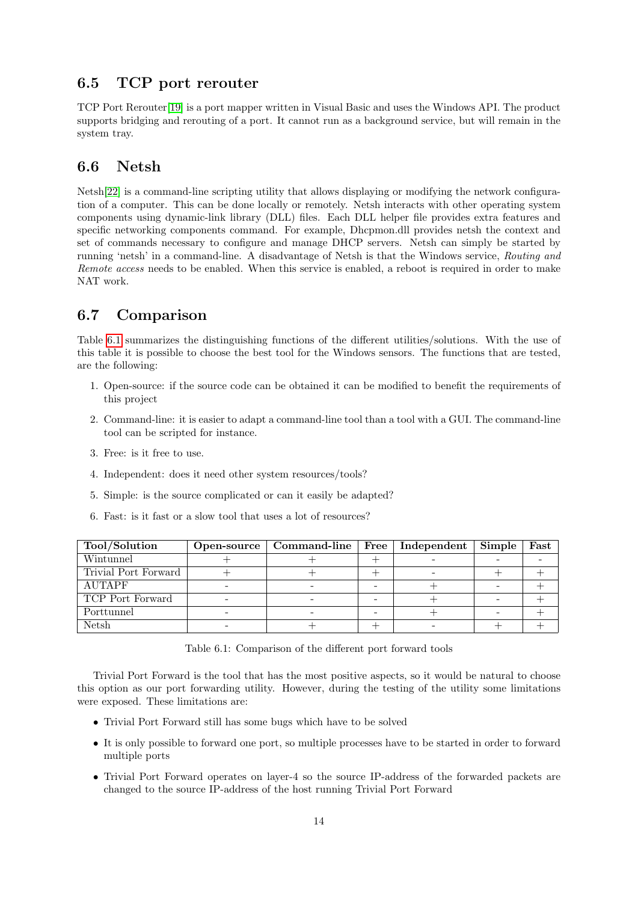## 6.5 TCP port rerouter

TCP Port Rerouter[19] is a port mapper written in Visual Basic and uses the Windows API. The product supports bridging and rerouting of a port. It cannot run as a background service, but will remain in the system tray.

## 6.6 Netsh

Netsh[22] is a command-line scripting utility that allows displaying or modifying the network configuration of a computer. This can be done locally or remotely. Netsh interacts with other operating system components using dynamic-link library (DLL) files. Each DLL helper file provides extra features and specific networking components command. For example, Dhcpmon.dll provides netsh the context and set of commands necessary to configure and manage DHCP servers. Netsh can simply be started by running 'netsh' in a command-line. A disadvantage of Netsh is that the Windows service, *Routing and Remote access* needs to be enabled. When this service is enabled, a reboot is required in order to make NAT work.

## 6.7 Comparison

Table 6.1 summarizes the distinguishing functions of the different utilities/solutions. With the use of this table it is possible to choose the best tool for the Windows sensors. The functions that are tested, are the following:

1. Open-source: if the source code can be obtained it can be modified to benefit the requirements of this project
2. Command-line: it is easier to adapt a command-line tool than a tool with a GUI. The command-line tool can be scripted for instance.
3. Free: is it free to use.
4. Independent: does it need other system resources/tools?
5. Simple: is the source complicated or can it easily be adapted?
6. Fast: is it fast or a slow tool that uses a lot of resources?

| Tool/Solution | Open-source | Command-line | Free | Independent | Simple | Fast |
|---|---|---|---|---|---|---|
| Wintunnel | + | + | + | - | - | - |
| Trivial Port Forward | + | + | + | - | + | + |
| AUTAPF | - | - | - | + | - | + |
| TCP Port Forward | - | - | - | + | - | + |
| Porttunnel | - | - | - | + | - | + |
| Netsh | - | + | + | - | + | + |

Table 6.1: Comparison of the different port forward tools

Trivial Port Forward is the tool that has the most positive aspects, so it would be natural to choose this option as our port forwarding utility. However, during the testing of the utility some limitations were exposed. These limitations are:

- Trivial Port Forward still has some bugs which have to be solved
- It is only possible to forward one port, so multiple processes have to be started in order to forward multiple ports
- Trivial Port Forward operates on layer-4 so the source IP-address of the forwarded packets are changed to the source IP-address of the host running Trivial Port Forward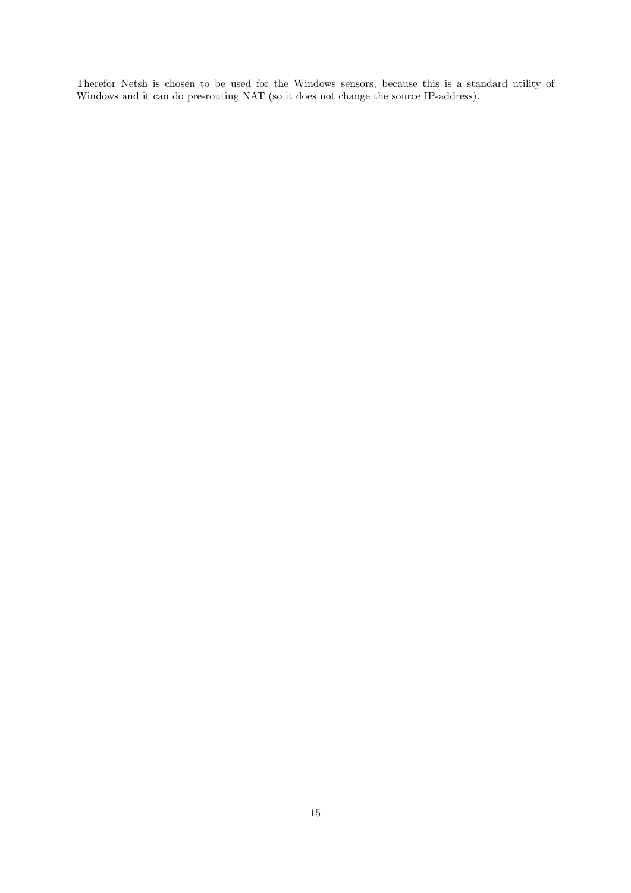Therefor Netsh is chosen to be used for the Windows sensors, because this is a standard utility of Windows and it can do pre-routing NAT (so it does not change the source IP-address).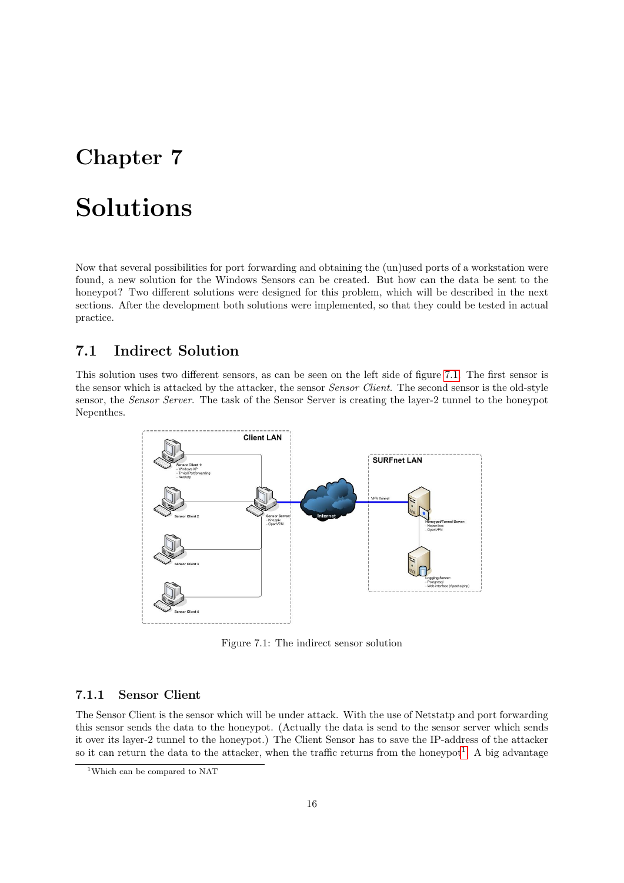# Chapter 7

# Solutions

Now that several possibilities for port forwarding and obtaining the (un)used ports of a workstation were found, a new solution for the Windows Sensors can be created. But how can the data be sent to the honeypot? Two different solutions were designed for this problem, which will be described in the next sections. After the development both solutions were implemented, so that they could be tested in actual practice.

## 7.1 Indirect Solution

This solution uses two different sensors, as can be seen on the left side of figure 7.1. The first sensor is the sensor which is attacked by the attacker, the sensor *Sensor Client*. The second sensor is the old-style sensor, the *Sensor Server*. The task of the Sensor Server is creating the layer-2 tunnel to the honeypot Nepenthes.

Figure 7.1: The indirect sensor solution

### 7.1.1 Sensor Client

The Sensor Client is the sensor which will be under attack. With the use of Netstatp and port forwarding this sensor sends the data to the honeypot. (Actually the data is send to the sensor server which sends it over its layer-2 tunnel to the honeypot.) The Client Sensor has to save the IP-address of the attacker so it can return the data to the attacker, when the traffic returns from the honeypot[1]. A big advantage

[1]Which can be compared to NAT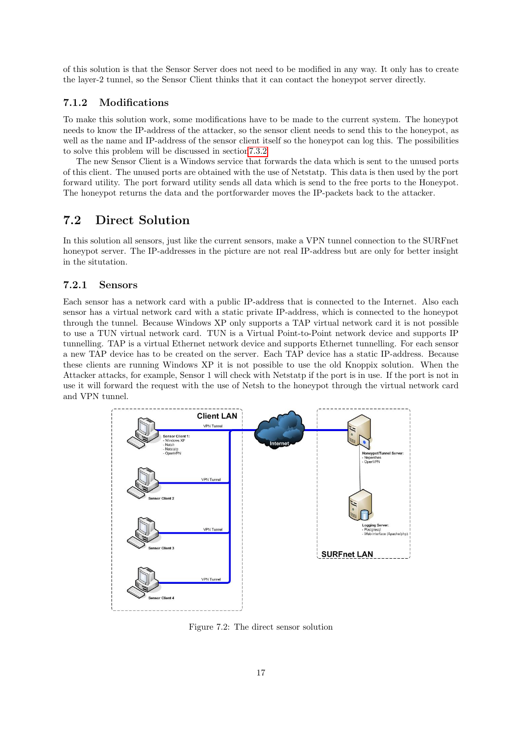of this solution is that the Sensor Server does not need to be modified in any way. It only has to create the layer-2 tunnel, so the Sensor Client thinks that it can contact the honeypot server directly.

### 7.1.2 Modifications

To make this solution work, some modifications have to be made to the current system. The honeypot needs to know the IP-address of the attacker, so the sensor client needs to send this to the honeypot, as well as the name and IP-address of the sensor client itself so the honeypot can log this. The possibilities to solve this problem will be discussed in section7.3.2.

The new Sensor Client is a Windows service that forwards the data which is sent to the unused ports of this client. The unused ports are obtained with the use of Netstatp. This data is then used by the port forward utility. The port forward utility sends all data which is send to the free ports to the Honeypot. The honeypot returns the data and the portforwarder moves the IP-packets back to the attacker.

## 7.2 Direct Solution

In this solution all sensors, just like the current sensors, make a VPN tunnel connection to the SURFnet honeypot server. The IP-addresses in the picture are not real IP-address but are only for better insight in the situtation.

### 7.2.1 Sensors

Each sensor has a network card with a public IP-address that is connected to the Internet. Also each sensor has a virtual network card with a static private IP-address, which is connected to the honeypot through the tunnel. Because Windows XP only supports a TAP virtual network card it is not possible to use a TUN virtual network card. TUN is a Virtual Point-to-Point network device and supports IP tunnelling. TAP is a virtual Ethernet network device and supports Ethernet tunnelling. For each sensor a new TAP device has to be created on the server. Each TAP device has a static IP-address. Because these clients are running Windows XP it is not possible to use the old Knoppix solution. When the Attacker attacks, for example, Sensor 1 will check with Netstatp if the port is in use. If the port is not in use it will forward the request with the use of Netsh to the honeypot through the virtual network card and VPN tunnel.

Figure 7.2: The direct sensor solution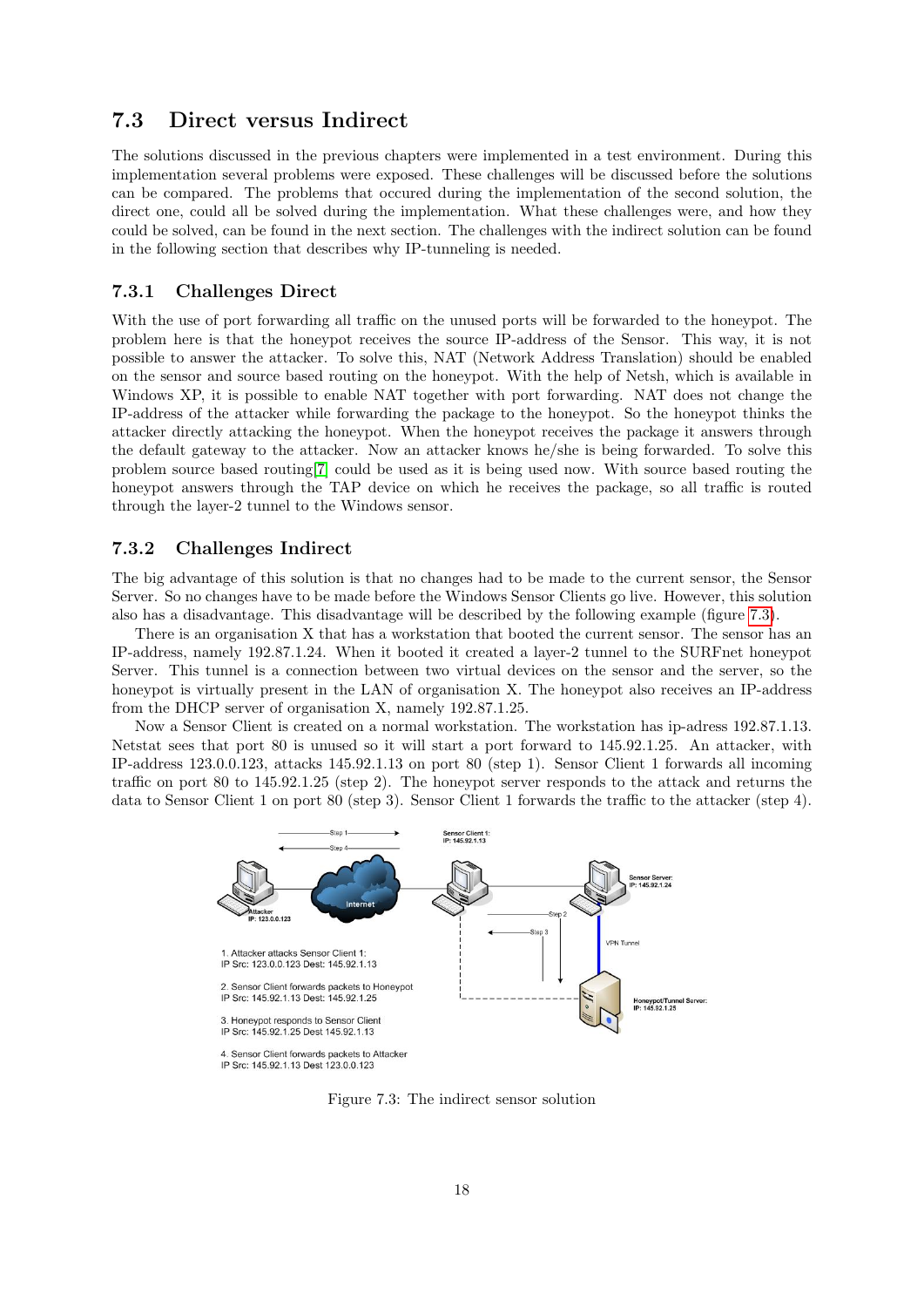## 7.3 Direct versus Indirect

The solutions discussed in the previous chapters were implemented in a test environment. During this implementation several problems were exposed. These challenges will be discussed before the solutions can be compared. The problems that occured during the implementation of the second solution, the direct one, could all be solved during the implementation. What these challenges were, and how they could be solved, can be found in the next section. The challenges with the indirect solution can be found in the following section that describes why IP-tunneling is needed.

### 7.3.1 Challenges Direct

With the use of port forwarding all traffic on the unused ports will be forwarded to the honeypot. The problem here is that the honeypot receives the source IP-address of the Sensor. This way, it is not possible to answer the attacker. To solve this, NAT (Network Address Translation) should be enabled on the sensor and source based routing on the honeypot. With the help of Netsh, which is available in Windows XP, it is possible to enable NAT together with port forwarding. NAT does not change the IP-address of the attacker while forwarding the package to the honeypot. So the honeypot thinks the attacker directly attacking the honeypot. When the honeypot receives the package it answers through the default gateway to the attacker. Now an attacker knows he/she is being forwarded. To solve this problem source based routing[7] could be used as it is being used now. With source based routing the honeypot answers through the TAP device on which he receives the package, so all traffic is routed through the layer-2 tunnel to the Windows sensor.

### 7.3.2 Challenges Indirect

The big advantage of this solution is that no changes had to be made to the current sensor, the Sensor Server. So no changes have to be made before the Windows Sensor Clients go live. However, this solution also has a disadvantage. This disadvantage will be described by the following example (figure 7.3).

There is an organisation X that has a workstation that booted the current sensor. The sensor has an IP-address, namely 192.87.1.24. When it booted it created a layer-2 tunnel to the SURFnet honeypot Server. This tunnel is a connection between two virtual devices on the sensor and the server, so the honeypot is virtually present in the LAN of organisation X. The honeypot also receives an IP-address from the DHCP server of organisation X, namely 192.87.1.25.

Now a Sensor Client is created on a normal workstation. The workstation has ip-adress 192.87.1.13. Netstat sees that port 80 is unused so it will start a port forward to 145.92.1.25. An attacker, with IP-address 123.0.0.123, attacks 145.92.1.13 on port 80 (step 1). Sensor Client 1 forwards all incoming traffic on port 80 to 145.92.1.25 (step 2). The honeypot server responds to the attack and returns the data to Sensor Client 1 on port 80 (step 3). Sensor Client 1 forwards the traffic to the attacker (step 4).

Figure 7.3: The indirect sensor solution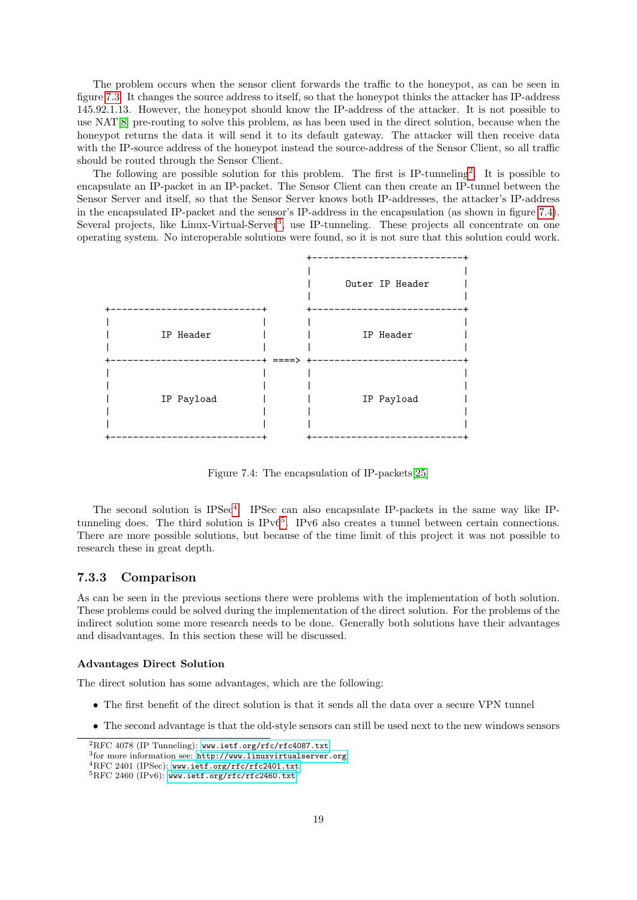The problem occurs when the sensor client forwards the traffic to the honeypot, as can be seen in figure 7.3. It changes the source address to itself, so that the honeypot thinks the attacker has IP-address 145.92.1.13. However, the honeypot should know the IP-address of the attacker. It is not possible to use NAT[8] pre-routing to solve this problem, as has been used in the direct solution, because when the honeypot returns the data it will send it to its default gateway. The attacker will then receive data with the IP-source address of the honeypot instead the source-address of the Sensor Client, so all traffic should be routed through the Sensor Client.

The following are possible solution for this problem. The first is IP-tunneling[2]. It is possible to encapsulate an IP-packet in an IP-packet. The Sensor Client can then create an IP-tunnel between the Sensor Server and itself, so that the Sensor Server knows both IP-addresses, the attacker's IP-address in the encapsulated IP-packet and the sensor's IP-address in the encapsulation (as shown in figure 7.4). Several projects, like Linux-Virtual-Server[3], use IP-tunneling. These projects all concentrate on one operating system. No interoperable solutions were found, so it is not sure that this solution could work.

```
                                      +---------------------------+
                                      |                           |
                                      |      Outer IP Header      |
                                      |                           |
+---------------------------+         +---------------------------+
|                           |         |                           |
|         IP Header         |         |         IP Header         |
|                           |         |                           |
+---------------------------+  ====>  +---------------------------+
|                           |         |                           |
|                           |         |                           |
|         IP Payload        |         |         IP Payload        |
|                           |         |                           |
|                           |         |                           |
+---------------------------+         +---------------------------+
```

Figure 7.4: The encapsulation of IP-packets[25]

The second solution is IPSec[4]. IPSec can also encapsulate IP-packets in the same way like IP-tunneling does. The third solution is IPv6[5]. IPv6 also creates a tunnel between certain connections. There are more possible solutions, but because of the time limit of this project it was not possible to research these in great depth.

### 7.3.3 Comparison

As can be seen in the previous sections there were problems with the implementation of both solution. These problems could be solved during the implementation of the direct solution. For the problems of the indirect solution some more research needs to be done. Generally both solutions have their advantages and disadvantages. In this section these will be discussed.

#### Advantages Direct Solution

The direct solution has some advantages, which are the following:

- The first benefit of the direct solution is that it sends all the data over a secure VPN tunnel
- The second advantage is that the old-style sensors can still be used next to the new windows sensors

[2] RFC 4078 (IP Tunneling): www.ietf.org/rfc/rfc4087.txt
[3] for more information see: http://www.linuxvirtualserver.org
[4] RFC 2401 (IPSec): www.ietf.org/rfc/rfc2401.txt
[5] RFC 2460 (IPv6): www.ietf.org/rfc/rfc2460.txt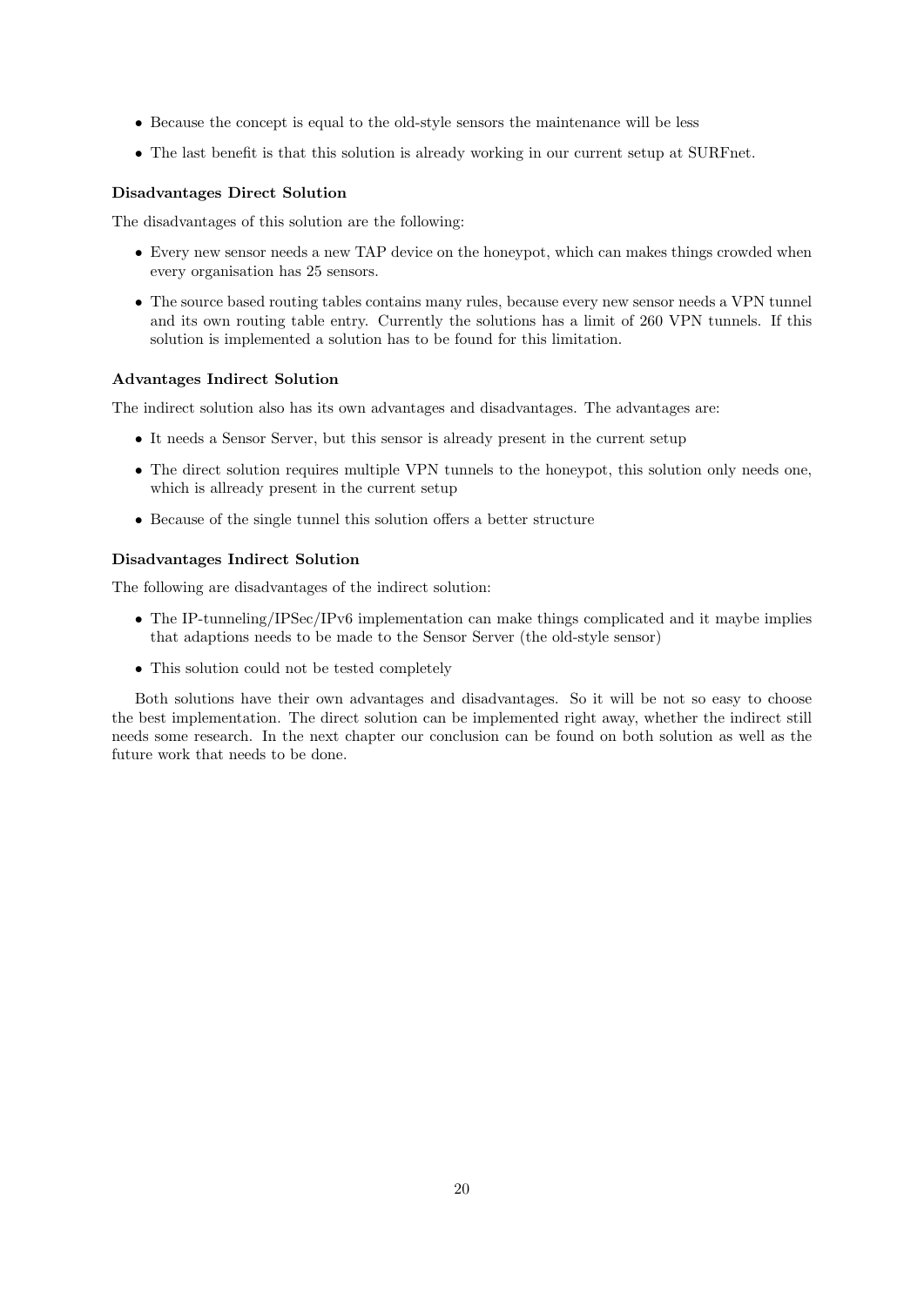- Because the concept is equal to the old-style sensors the maintenance will be less
- The last benefit is that this solution is already working in our current setup at SURFnet.

#### Disadvantages Direct Solution

The disadvantages of this solution are the following:

- Every new sensor needs a new TAP device on the honeypot, which can makes things crowded when every organisation has 25 sensors.
- The source based routing tables contains many rules, because every new sensor needs a VPN tunnel and its own routing table entry. Currently the solutions has a limit of 260 VPN tunnels. If this solution is implemented a solution has to be found for this limitation.

#### Advantages Indirect Solution

The indirect solution also has its own advantages and disadvantages. The advantages are:

- It needs a Sensor Server, but this sensor is already present in the current setup
- The direct solution requires multiple VPN tunnels to the honeypot, this solution only needs one, which is allready present in the current setup
- Because of the single tunnel this solution offers a better structure

#### Disadvantages Indirect Solution

The following are disadvantages of the indirect solution:

- The IP-tunneling/IPSec/IPv6 implementation can make things complicated and it maybe implies that adaptions needs to be made to the Sensor Server (the old-style sensor)
- This solution could not be tested completely

Both solutions have their own advantages and disadvantages. So it will be not so easy to choose the best implementation. The direct solution can be implemented right away, whether the indirect still needs some research. In the next chapter our conclusion can be found on both solution as well as the future work that needs to be done.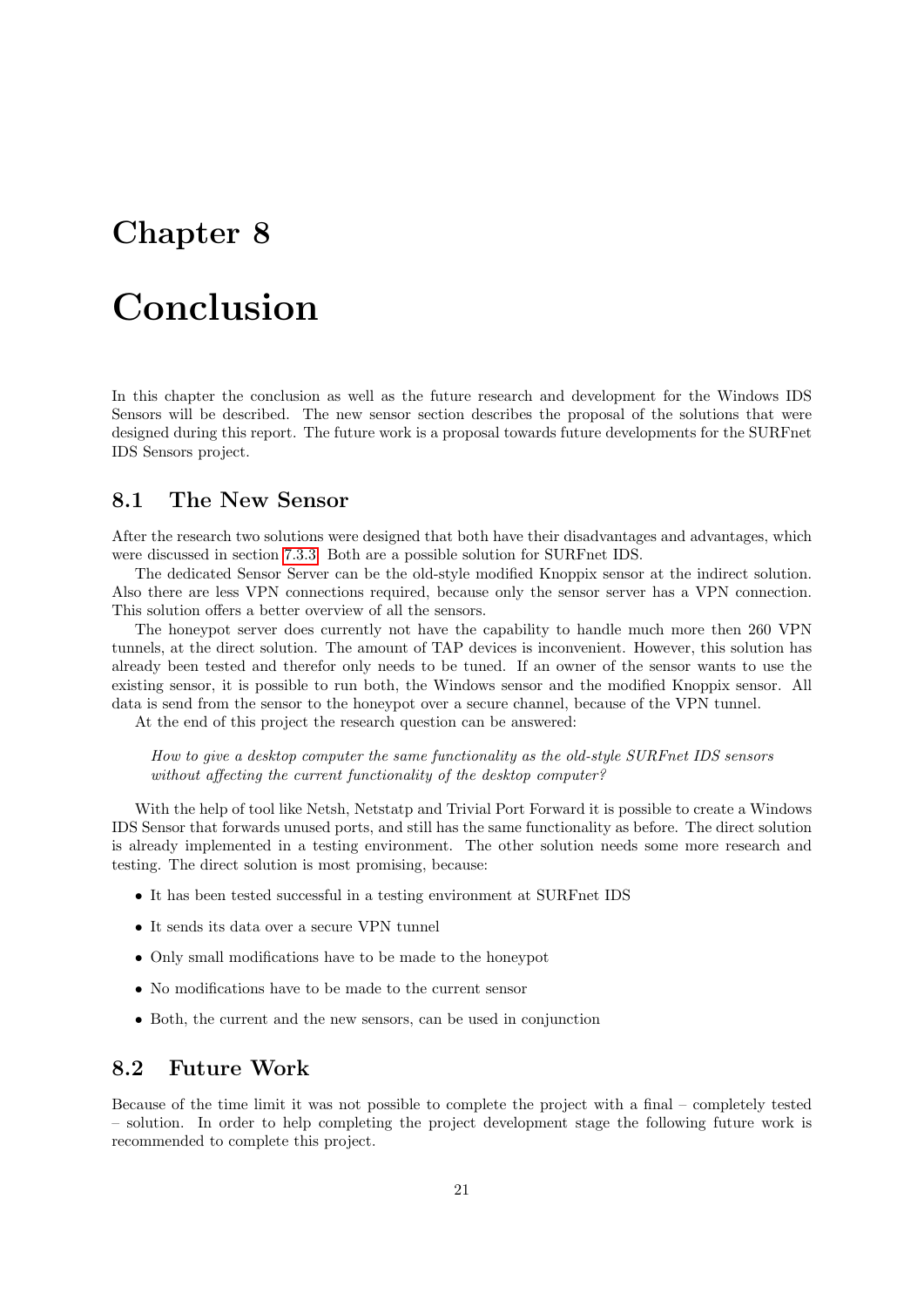# Chapter 8

# Conclusion

In this chapter the conclusion as well as the future research and development for the Windows IDS Sensors will be described. The new sensor section describes the proposal of the solutions that were designed during this report. The future work is a proposal towards future developments for the SURFnet IDS Sensors project.

## 8.1 The New Sensor

After the research two solutions were designed that both have their disadvantages and advantages, which were discussed in section 7.3.3. Both are a possible solution for SURFnet IDS.

The dedicated Sensor Server can be the old-style modified Knoppix sensor at the indirect solution. Also there are less VPN connections required, because only the sensor server has a VPN connection. This solution offers a better overview of all the sensors.

The honeypot server does currently not have the capability to handle much more then 260 VPN tunnels, at the direct solution. The amount of TAP devices is inconvenient. However, this solution has already been tested and therefor only needs to be tuned. If an owner of the sensor wants to use the existing sensor, it is possible to run both, the Windows sensor and the modified Knoppix sensor. All data is send from the sensor to the honeypot over a secure channel, because of the VPN tunnel.

At the end of this project the research question can be answered:

> *How to give a desktop computer the same functionality as the old-style SURFnet IDS sensors without affecting the current functionality of the desktop computer?*

With the help of tool like Netsh, Netstatp and Trivial Port Forward it is possible to create a Windows IDS Sensor that forwards unused ports, and still has the same functionality as before. The direct solution is already implemented in a testing environment. The other solution needs some more research and testing. The direct solution is most promising, because:

- It has been tested successful in a testing environment at SURFnet IDS
- It sends its data over a secure VPN tunnel
- Only small modifications have to be made to the honeypot
- No modifications have to be made to the current sensor
- Both, the current and the new sensors, can be used in conjunction

## 8.2 Future Work

Because of the time limit it was not possible to complete the project with a final – completely tested – solution. In order to help completing the project development stage the following future work is recommended to complete this project.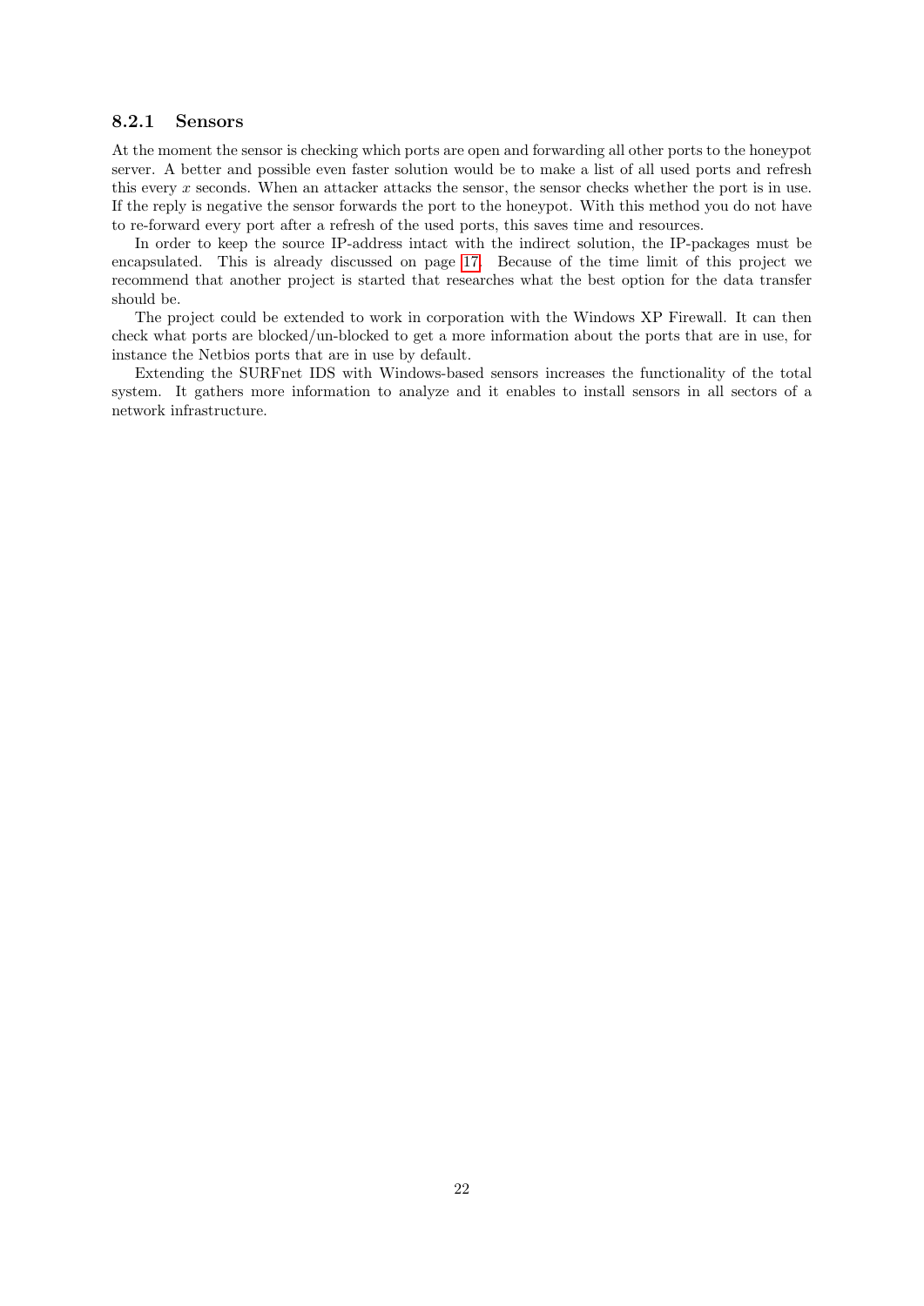### 8.2.1 Sensors

At the moment the sensor is checking which ports are open and forwarding all other ports to the honeypot server. A better and possible even faster solution would be to make a list of all used ports and refresh this every $x$ seconds. When an attacker attacks the sensor, the sensor checks whether the port is in use. If the reply is negative the sensor forwards the port to the honeypot. With this method you do not have to re-forward every port after a refresh of the used ports, this saves time and resources.

In order to keep the source IP-address intact with the indirect solution, the IP-packages must be encapsulated. This is already discussed on page 17. Because of the time limit of this project we recommend that another project is started that researches what the best option for the data transfer should be.

The project could be extended to work in corporation with the Windows XP Firewall. It can then check what ports are blocked/un-blocked to get a more information about the ports that are in use, for instance the Netbios ports that are in use by default.

Extending the SURFnet IDS with Windows-based sensors increases the functionality of the total system. It gathers more information to analyze and it enables to install sensors in all sectors of a network infrastructure.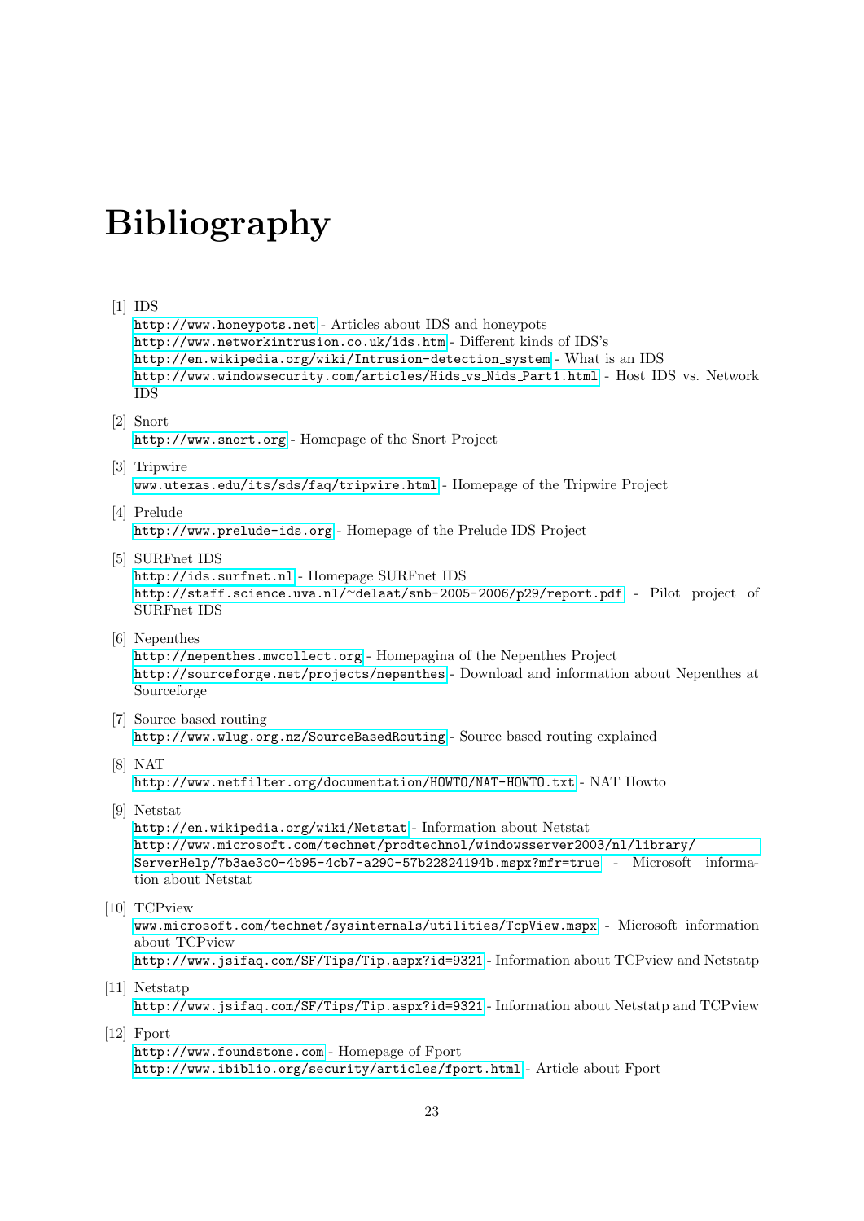# Bibliography

[1] IDS
http://www.honeypots.net - Articles about IDS and honeypots
http://www.networkintrusion.co.uk/ids.htm - Different kinds of IDS's
http://en.wikipedia.org/wiki/Intrusion-detection_system - What is an IDS
http://www.windowsecurity.com/articles/Hids_vs_Nids_Part1.html - Host IDS vs. Network IDS

[2] Snort
http://www.snort.org - Homepage of the Snort Project

[3] Tripwire
www.utexas.edu/its/sds/faq/tripwire.html - Homepage of the Tripwire Project

[4] Prelude
http://www.prelude-ids.org - Homepage of the Prelude IDS Project

[5] SURFnet IDS
http://ids.surfnet.nl - Homepage SURFnet IDS
http://staff.science.uva.nl/~delaat/snb-2005-2006/p29/report.pdf - Pilot project of SURFnet IDS

[6] Nepenthes
http://nepenthes.mwcollect.org - Homepagina of the Nepenthes Project
http://sourceforge.net/projects/nepenthes - Download and information about Nepenthes at Sourceforge

[7] Source based routing
http://www.wlug.org.nz/SourceBasedRouting - Source based routing explained

[8] NAT
http://www.netfilter.org/documentation/HOWTO/NAT-HOWTO.txt - NAT Howto

[9] Netstat
http://en.wikipedia.org/wiki/Netstat - Information about Netstat
http://www.microsoft.com/technet/prodtechnol/windowsserver2003/nl/library/ServerHelp/7b3ae3c0-4b95-4cb7-a290-57b22824194b.mspx?mfr=true - Microsoft information about Netstat

[10] TCPview
www.microsoft.com/technet/sysinternals/utilities/TcpView.mspx - Microsoft information about TCPview
http://www.jsifaq.com/SF/Tips/Tip.aspx?id=9321 - Information about TCPview and Netstatp

[11] Netstatp
http://www.jsifaq.com/SF/Tips/Tip.aspx?id=9321 - Information about Netstatp and TCPview

[12] Fport
http://www.foundstone.com - Homepage of Fport
http://www.ibiblio.org/security/articles/fport.html - Article about Fport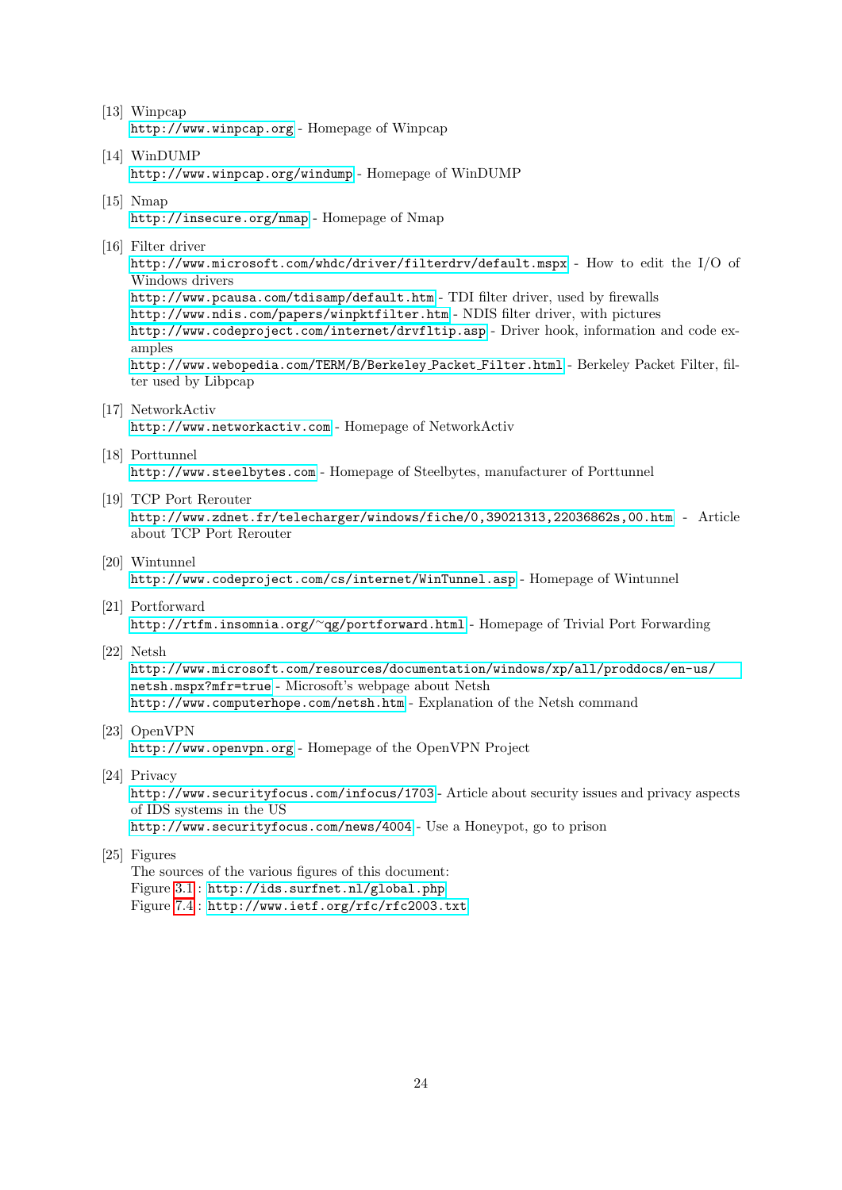[13] Winpcap
http://www.winpcap.org - Homepage of Winpcap

[14] WinDUMP
http://www.winpcap.org/windump - Homepage of WinDUMP

[15] Nmap
http://insecure.org/nmap - Homepage of Nmap

[16] Filter driver
http://www.microsoft.com/whdc/driver/filterdrv/default.mspx - How to edit the I/O of Windows drivers
http://www.pcausa.com/tdisamp/default.htm - TDI filter driver, used by firewalls
http://www.ndis.com/papers/winpktfilter.htm - NDIS filter driver, with pictures
http://www.codeproject.com/internet/drvfltip.asp - Driver hook, information and code examples
http://www.webopedia.com/TERM/B/Berkeley_Packet_Filter.html - Berkeley Packet Filter, filter used by Libpcap

[17] NetworkActiv
http://www.networkactiv.com - Homepage of NetworkActiv

[18] Porttunnel
http://www.steelbytes.com - Homepage of Steelbytes, manufacturer of Porttunnel

[19] TCP Port Rerouter
http://www.zdnet.fr/telecharger/windows/fiche/0,39021313,22036862s,00.htm - Article about TCP Port Rerouter

[20] Wintunnel
http://www.codeproject.com/cs/internet/WinTunnel.asp - Homepage of Wintunnel

[21] Portforward
http://rtfm.insomnia.org/~qg/portforward.html - Homepage of Trivial Port Forwarding

[22] Netsh
http://www.microsoft.com/resources/documentation/windows/xp/all/proddocs/en-us/netsh.mspx?mfr=true - Microsoft's webpage about Netsh
http://www.computerhope.com/netsh.htm - Explanation of the Netsh command

[23] OpenVPN
http://www.openvpn.org - Homepage of the OpenVPN Project

[24] Privacy
http://www.securityfocus.com/infocus/1703 - Article about security issues and privacy aspects of IDS systems in the US
http://www.securityfocus.com/news/4004 - Use a Honeypot, go to prison

[25] Figures
The sources of the various figures of this document:
Figure 3.1 : http://ids.surfnet.nl/global.php
Figure 7.4 : http://www.ietf.org/rfc/rfc2003.txt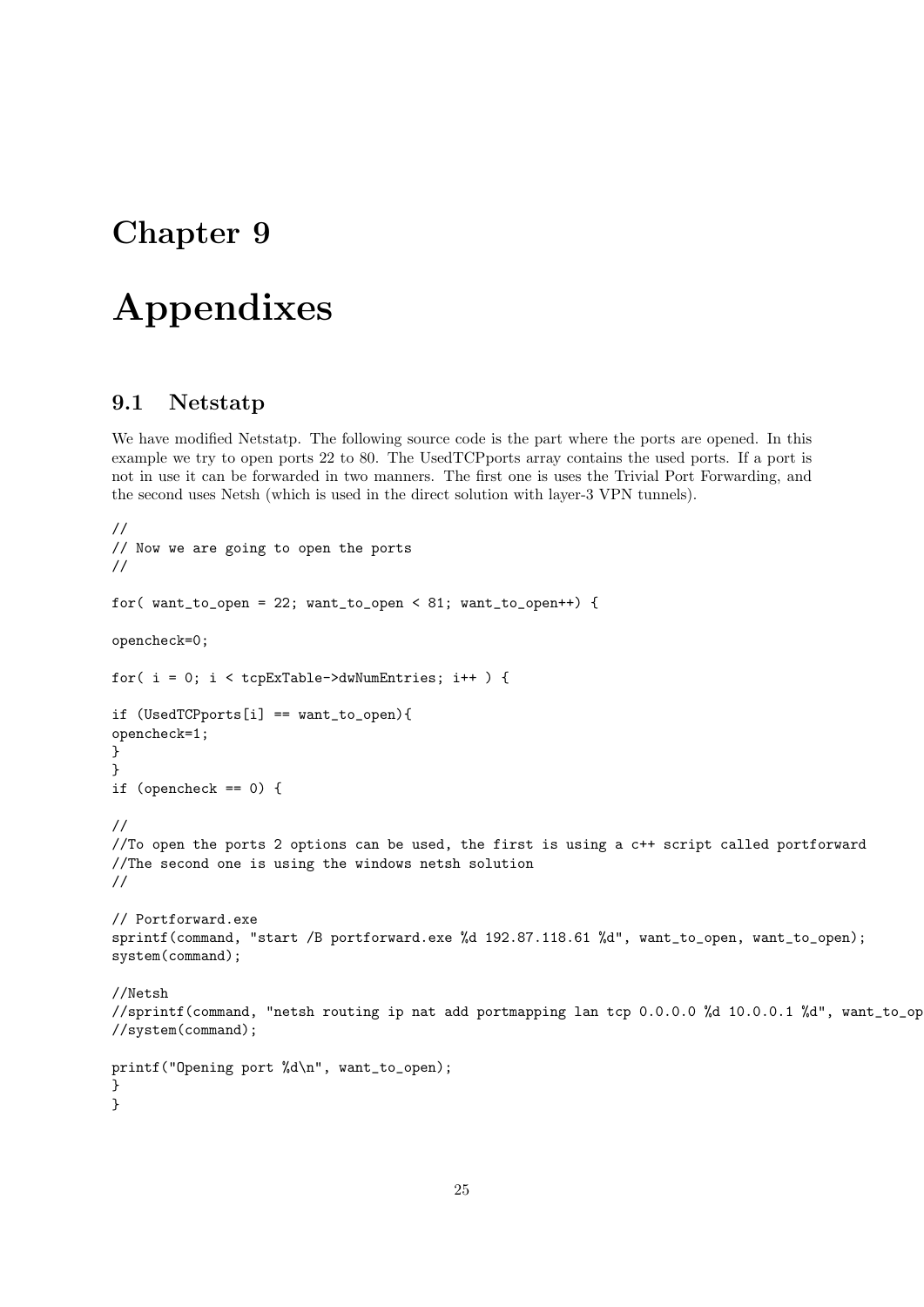# Chapter 9

# Appendixes

## 9.1 Netstatp

We have modified Netstatp. The following source code is the part where the ports are opened. In this example we try to open ports 22 to 80. The UsedTCPports array contains the used ports. If a port is not in use it can be forwarded in two manners. The first one is uses the Trivial Port Forwarding, and the second uses Netsh (which is used in the direct solution with layer-3 VPN tunnels).

```
//
// Now we are going to open the ports
//

for( want_to_open = 22; want_to_open < 81; want_to_open++) {

opencheck=0;

for( i = 0; i < tcpExTable->dwNumEntries; i++ ) {

if (UsedTCPports[i] == want_to_open){
opencheck=1;
}
}
if (opencheck == 0) {

//
//To open the ports 2 options can be used, the first is using a c++ script called portforward
//The second one is using the windows netsh solution
//

// Portforward.exe
sprintf(command, "start /B portforward.exe %d 192.87.118.61 %d", want_to_open, want_to_open);
system(command);

//Netsh
//sprintf(command, "netsh routing ip nat add portmapping lan tcp 0.0.0.0 %d 10.0.0.1 %d", want_to_op
//system(command);

printf("Opening port %d\n", want_to_open);
}
}
```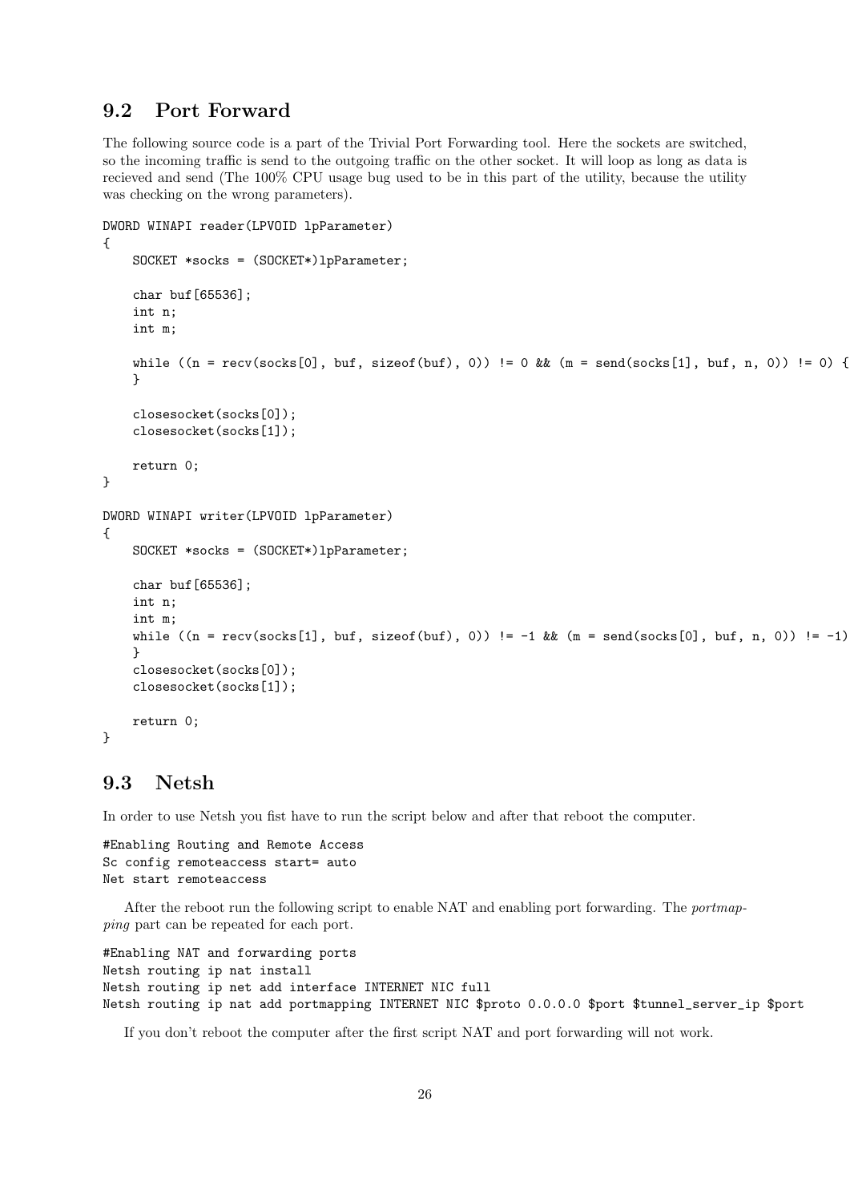## 9.2 Port Forward

The following source code is a part of the Trivial Port Forwarding tool. Here the sockets are switched, so the incoming traffic is send to the outgoing traffic on the other socket. It will loop as long as data is recieved and send (The 100% CPU usage bug used to be in this part of the utility, because the utility was checking on the wrong parameters).

```
DWORD WINAPI reader(LPVOID lpParameter)
{
    SOCKET *socks = (SOCKET*)lpParameter;

    char buf[65536];
    int n;
    int m;

    while ((n = recv(socks[0], buf, sizeof(buf), 0)) != 0 && (m = send(socks[1], buf, n, 0)) != 0) {
    }

    closesocket(socks[0]);
    closesocket(socks[1]);

    return 0;
}

DWORD WINAPI writer(LPVOID lpParameter)
{
    SOCKET *socks = (SOCKET*)lpParameter;

    char buf[65536];
    int n;
    int m;
    while ((n = recv(socks[1], buf, sizeof(buf), 0)) != -1 && (m = send(socks[0], buf, n, 0)) != -1)
    }
    closesocket(socks[0]);
    closesocket(socks[1]);

    return 0;
}
```

## 9.3 Netsh

In order to use Netsh you fist have to run the script below and after that reboot the computer.

```
#Enabling Routing and Remote Access
Sc config remoteaccess start= auto
Net start remoteaccess
```

After the reboot run the following script to enable NAT and enabling port forwarding. The *portmapping* part can be repeated for each port.

```
#Enabling NAT and forwarding ports
Netsh routing ip nat install
Netsh routing ip net add interface INTERNET NIC full
Netsh routing ip nat add portmapping INTERNET NIC $proto 0.0.0.0 $port $tunnel_server_ip $port
```

If you don't reboot the computer after the first script NAT and port forwarding will not work.